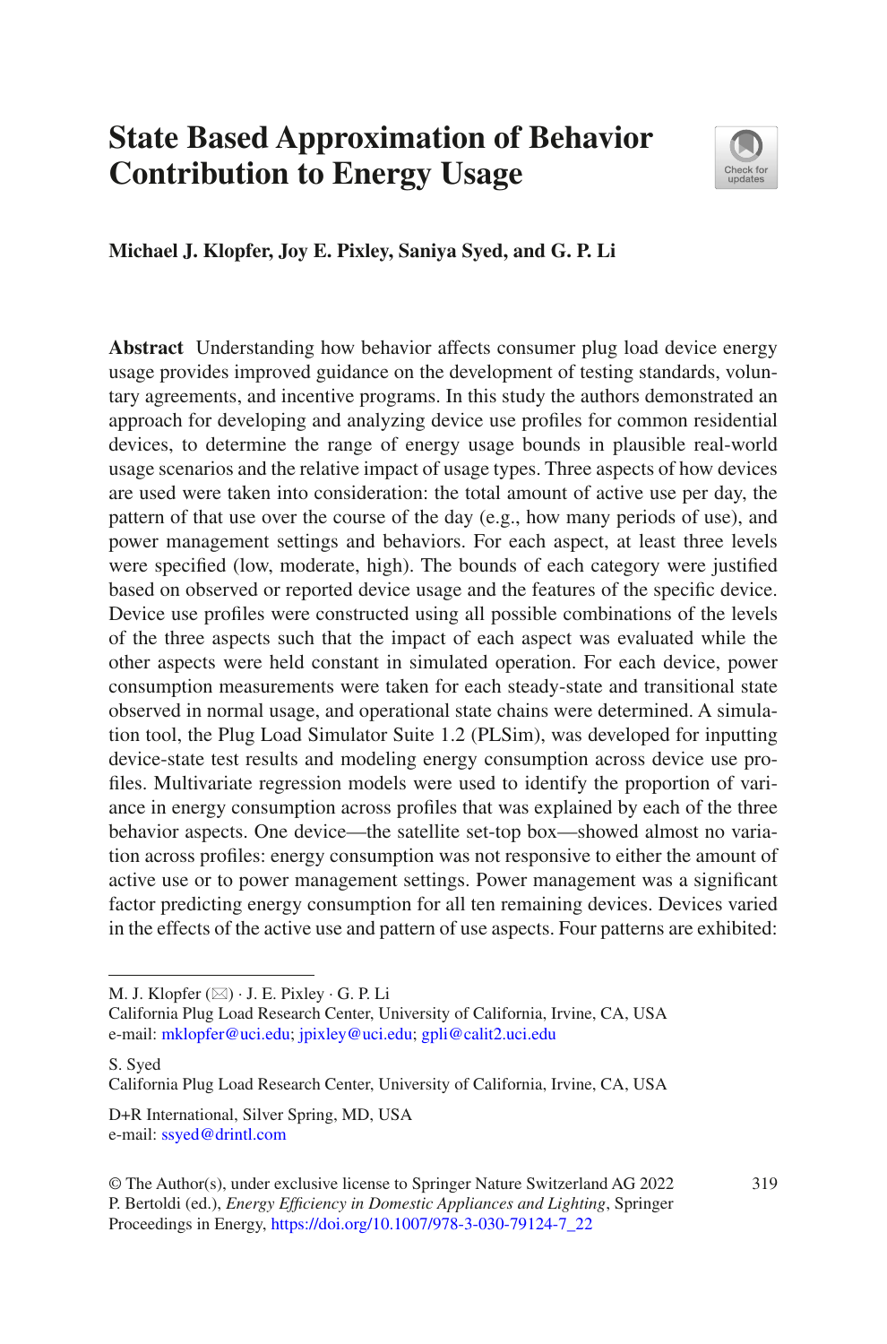# State Based Approximation of Behavior Contribution to Energy Usage

**Michael J. Klopfer, Joy E. Pixley, Saniya Syed, and G. P. Li**

**Abstract** Understanding how behavior affects consumer plug load device energy usage provides improved guidance on the development of testing standards, voluntary agreements, and incentive programs. In this study the authors demonstrated an approach for developing and analyzing device use profiles for common residential devices, to determine the range of energy usage bounds in plausible real-world usage scenarios and the relative impact of usage types. Three aspects of how devices are used were taken into consideration: the total amount of active use per day, the pattern of that use over the course of the day (e.g., how many periods of use), and power management settings and behaviors. For each aspect, at least three levels were specified (low, moderate, high). The bounds of each category were justified based on observed or reported device usage and the features of the specific device. Device use profiles were constructed using all possible combinations of the levels of the three aspects such that the impact of each aspect was evaluated while the other aspects were held constant in simulated operation. For each device, power consumption measurements were taken for each steady-state and transitional state observed in normal usage, and operational state chains were determined. A simulation tool, the Plug Load Simulator Suite 1.2 (PLSim), was developed for inputting device-state test results and modeling energy consumption across device use profiles. Multivariate regression models were used to identify the proportion of variance in energy consumption across profiles that was explained by each of the three behavior aspects. One device—the satellite set-top box—showed almost no variation across profiles: energy consumption was not responsive to either the amount of active use or to power management settings. Power management was a significant factor predicting energy consumption for all ten remaining devices. Devices varied in the effects of the active use and pattern of use aspects. Four patterns are exhibited:

---

M. J. Klopfer (✉) · J. E. Pixley · G. P. Li
California Plug Load Research Center, University of California, Irvine, CA, USA
e-mail: mklopfer@uci.edu; jpixley@uci.edu; gpli@calit2.uci.edu

S. Syed
California Plug Load Research Center, University of California, Irvine, CA, USA

D+R International, Silver Spring, MD, USA
e-mail: ssyed@drintl.com

© The Author(s), under exclusive license to Springer Nature Switzerland AG 2022
P. Bertoldi (ed.), *Energy Efficiency in Domestic Appliances and Lighting*, Springer Proceedings in Energy, https://doi.org/10.1007/978-3-030-79124-7_22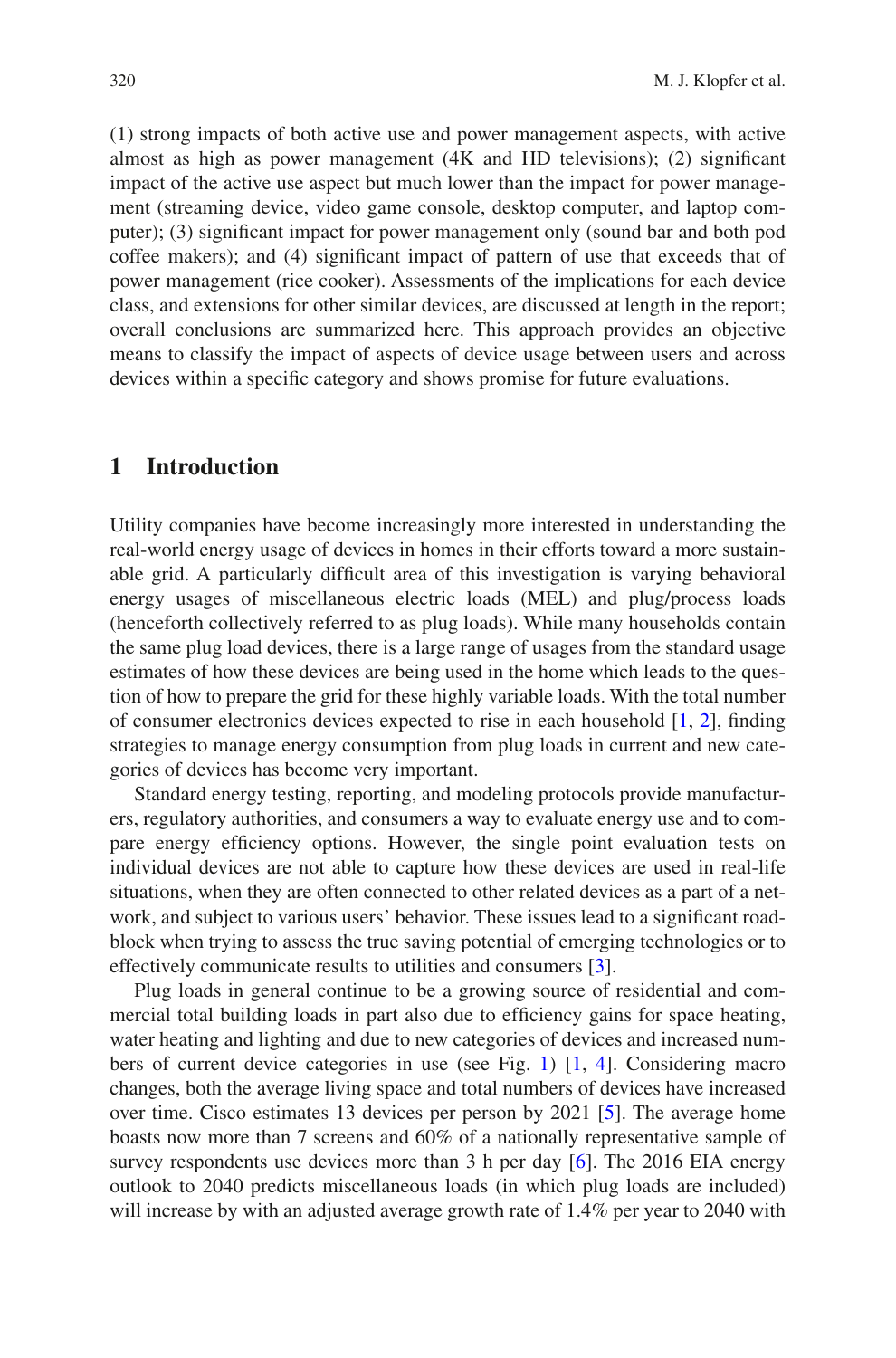(1) strong impacts of both active use and power management aspects, with active almost as high as power management (4K and HD televisions); (2) significant impact of the active use aspect but much lower than the impact for power management (streaming device, video game console, desktop computer, and laptop computer); (3) significant impact for power management only (sound bar and both pod coffee makers); and (4) significant impact of pattern of use that exceeds that of power management (rice cooker). Assessments of the implications for each device class, and extensions for other similar devices, are discussed at length in the report; overall conclusions are summarized here. This approach provides an objective means to classify the impact of aspects of device usage between users and across devices within a specific category and shows promise for future evaluations.

## 1 Introduction

Utility companies have become increasingly more interested in understanding the real-world energy usage of devices in homes in their efforts toward a more sustainable grid. A particularly difficult area of this investigation is varying behavioral energy usages of miscellaneous electric loads (MEL) and plug/process loads (henceforth collectively referred to as plug loads). While many households contain the same plug load devices, there is a large range of usages from the standard usage estimates of how these devices are being used in the home which leads to the question of how to prepare the grid for these highly variable loads. With the total number of consumer electronics devices expected to rise in each household [1, 2], finding strategies to manage energy consumption from plug loads in current and new categories of devices has become very important.

Standard energy testing, reporting, and modeling protocols provide manufacturers, regulatory authorities, and consumers a way to evaluate energy use and to compare energy efficiency options. However, the single point evaluation tests on individual devices are not able to capture how these devices are used in real-life situations, when they are often connected to other related devices as a part of a network, and subject to various users' behavior. These issues lead to a significant roadblock when trying to assess the true saving potential of emerging technologies or to effectively communicate results to utilities and consumers [3].

Plug loads in general continue to be a growing source of residential and commercial total building loads in part also due to efficiency gains for space heating, water heating and lighting and due to new categories of devices and increased numbers of current device categories in use (see Fig. 1) [1, 4]. Considering macro changes, both the average living space and total numbers of devices have increased over time. Cisco estimates 13 devices per person by 2021 [5]. The average home boasts now more than 7 screens and 60% of a nationally representative sample of survey respondents use devices more than 3 h per day [6]. The 2016 EIA energy outlook to 2040 predicts miscellaneous loads (in which plug loads are included) will increase by with an adjusted average growth rate of 1.4% per year to 2040 with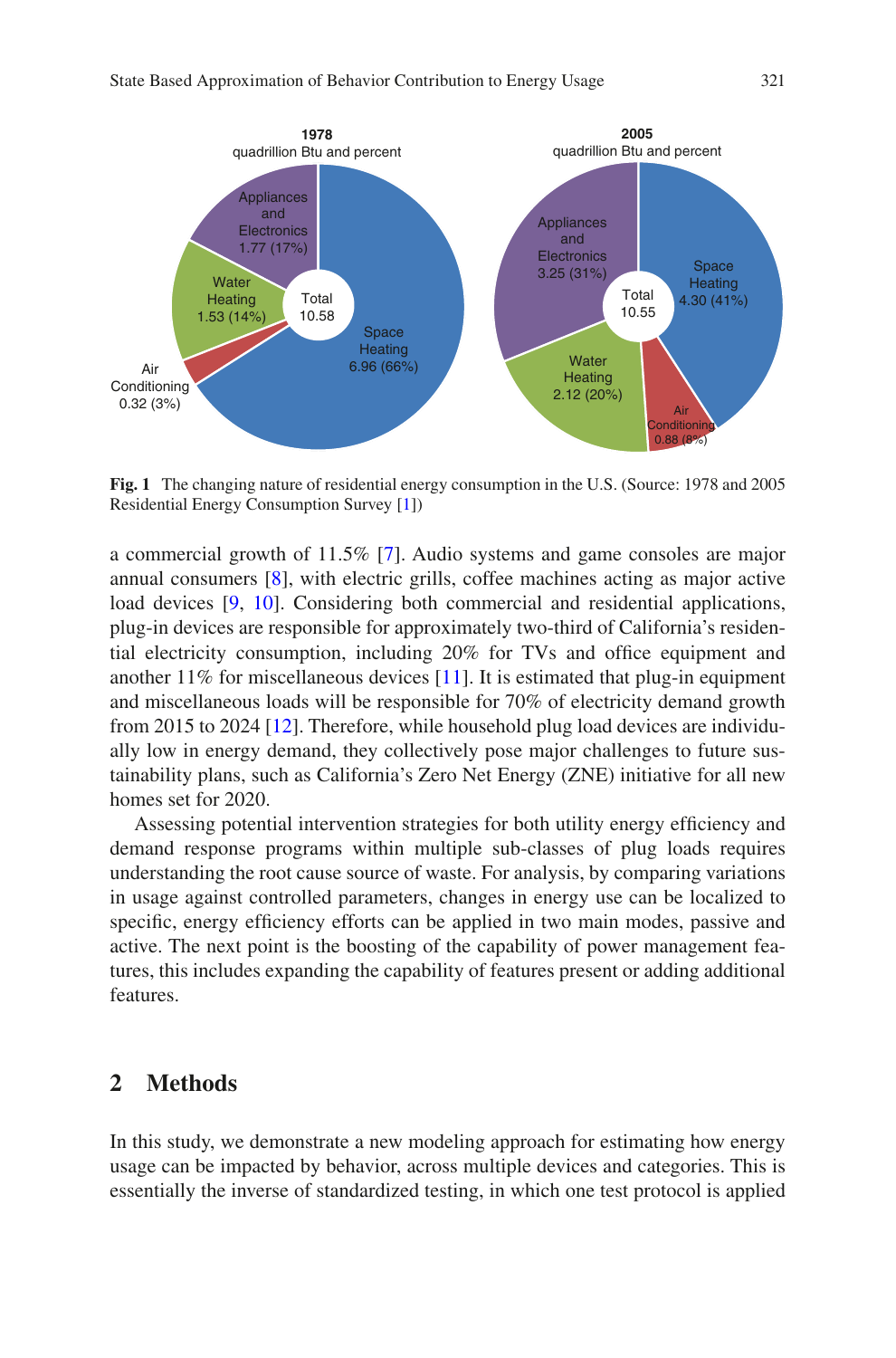**Fig. 1** The changing nature of residential energy consumption in the U.S. (Source: 1978 and 2005 Residential Energy Consumption Survey [1])

a commercial growth of 11.5% [7]. Audio systems and game consoles are major annual consumers [8], with electric grills, coffee machines acting as major active load devices [9, 10]. Considering both commercial and residential applications, plug-in devices are responsible for approximately two-third of California's residential electricity consumption, including 20% for TVs and office equipment and another 11% for miscellaneous devices [11]. It is estimated that plug-in equipment and miscellaneous loads will be responsible for 70% of electricity demand growth from 2015 to 2024 [12]. Therefore, while household plug load devices are individually low in energy demand, they collectively pose major challenges to future sustainability plans, such as California's Zero Net Energy (ZNE) initiative for all new homes set for 2020.

Assessing potential intervention strategies for both utility energy efficiency and demand response programs within multiple sub-classes of plug loads requires understanding the root cause source of waste. For analysis, by comparing variations in usage against controlled parameters, changes in energy use can be localized to specific, energy efficiency efforts can be applied in two main modes, passive and active. The next point is the boosting of the capability of power management features, this includes expanding the capability of features present or adding additional features.

## 2 Methods

In this study, we demonstrate a new modeling approach for estimating how energy usage can be impacted by behavior, across multiple devices and categories. This is essentially the inverse of standardized testing, in which one test protocol is applied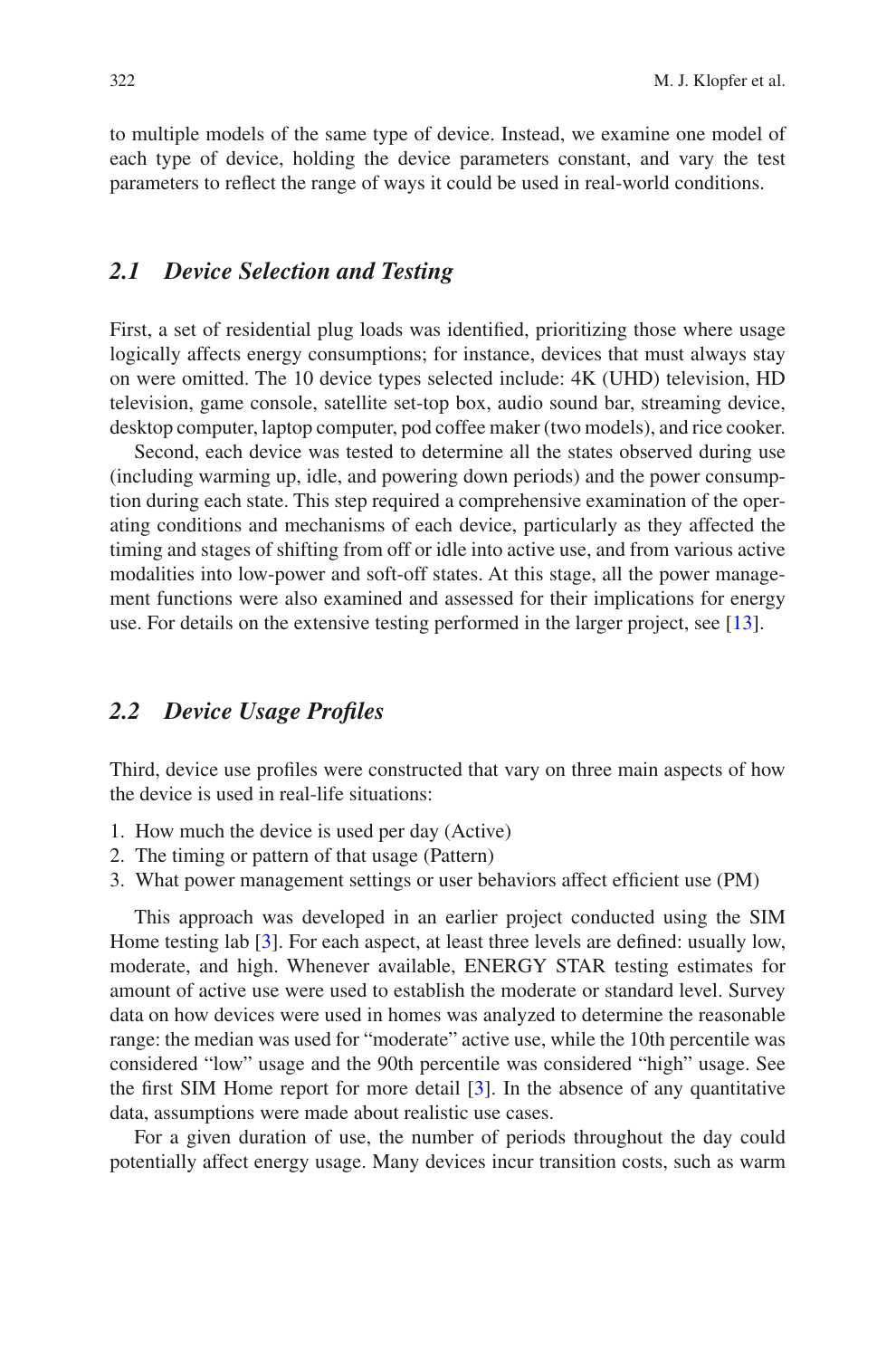to multiple models of the same type of device. Instead, we examine one model of each type of device, holding the device parameters constant, and vary the test parameters to reflect the range of ways it could be used in real-world conditions.

### *2.1 Device Selection and Testing*

First, a set of residential plug loads was identified, prioritizing those where usage logically affects energy consumptions; for instance, devices that must always stay on were omitted. The 10 device types selected include: 4K (UHD) television, HD television, game console, satellite set-top box, audio sound bar, streaming device, desktop computer, laptop computer, pod coffee maker (two models), and rice cooker.

Second, each device was tested to determine all the states observed during use (including warming up, idle, and powering down periods) and the power consumption during each state. This step required a comprehensive examination of the operating conditions and mechanisms of each device, particularly as they affected the timing and stages of shifting from off or idle into active use, and from various active modalities into low-power and soft-off states. At this stage, all the power management functions were also examined and assessed for their implications for energy use. For details on the extensive testing performed in the larger project, see [13].

### *2.2 Device Usage Profiles*

Third, device use profiles were constructed that vary on three main aspects of how the device is used in real-life situations:

1. How much the device is used per day (Active)
2. The timing or pattern of that usage (Pattern)
3. What power management settings or user behaviors affect efficient use (PM)

This approach was developed in an earlier project conducted using the SIM Home testing lab [3]. For each aspect, at least three levels are defined: usually low, moderate, and high. Whenever available, ENERGY STAR testing estimates for amount of active use were used to establish the moderate or standard level. Survey data on how devices were used in homes was analyzed to determine the reasonable range: the median was used for "moderate" active use, while the 10th percentile was considered "low" usage and the 90th percentile was considered "high" usage. See the first SIM Home report for more detail [3]. In the absence of any quantitative data, assumptions were made about realistic use cases.

For a given duration of use, the number of periods throughout the day could potentially affect energy usage. Many devices incur transition costs, such as warm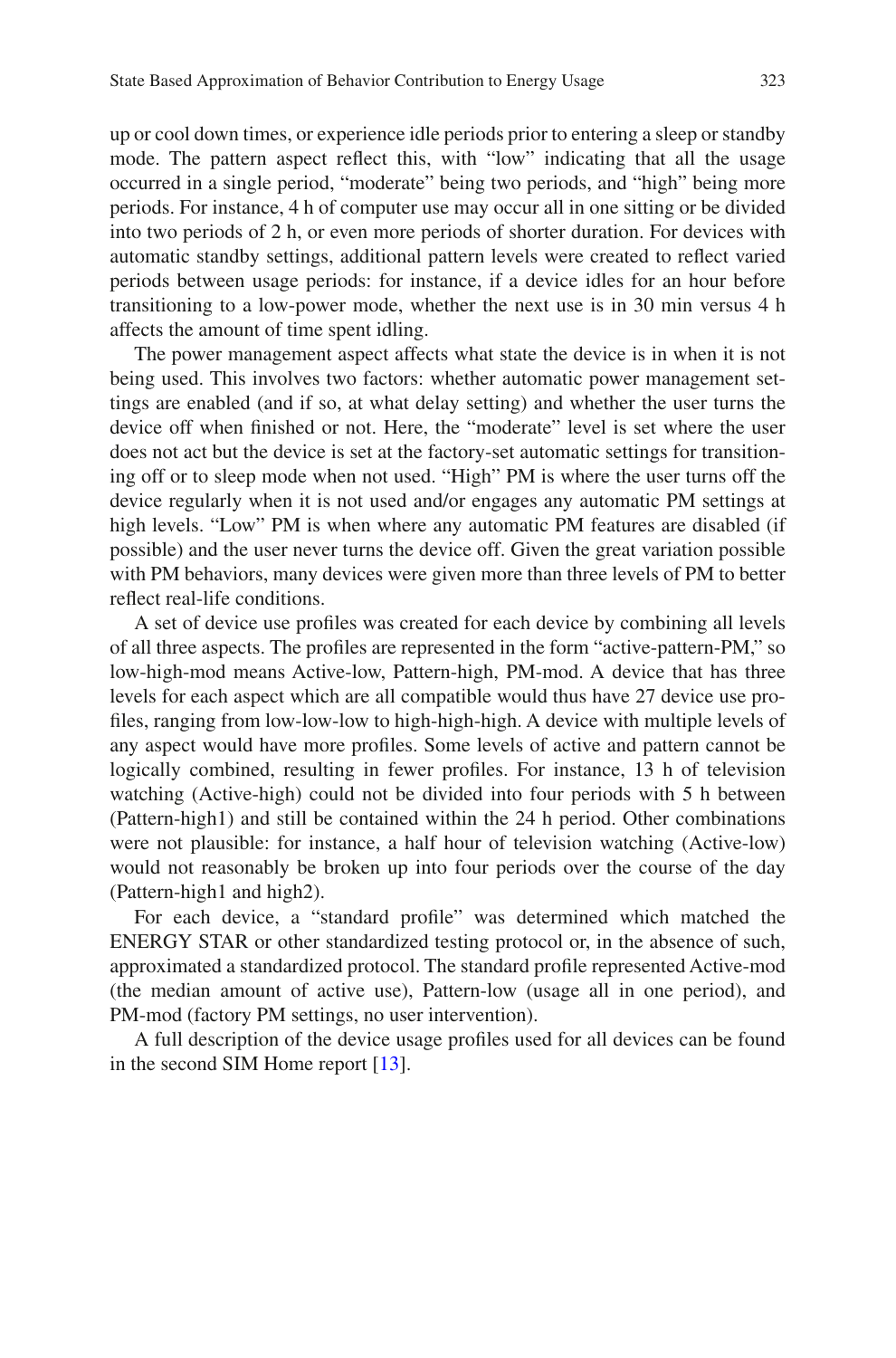up or cool down times, or experience idle periods prior to entering a sleep or standby mode. The pattern aspect reflect this, with "low" indicating that all the usage occurred in a single period, "moderate" being two periods, and "high" being more periods. For instance, 4 h of computer use may occur all in one sitting or be divided into two periods of 2 h, or even more periods of shorter duration. For devices with automatic standby settings, additional pattern levels were created to reflect varied periods between usage periods: for instance, if a device idles for an hour before transitioning to a low-power mode, whether the next use is in 30 min versus 4 h affects the amount of time spent idling.

The power management aspect affects what state the device is in when it is not being used. This involves two factors: whether automatic power management settings are enabled (and if so, at what delay setting) and whether the user turns the device off when finished or not. Here, the "moderate" level is set where the user does not act but the device is set at the factory-set automatic settings for transitioning off or to sleep mode when not used. "High" PM is where the user turns off the device regularly when it is not used and/or engages any automatic PM settings at high levels. "Low" PM is when where any automatic PM features are disabled (if possible) and the user never turns the device off. Given the great variation possible with PM behaviors, many devices were given more than three levels of PM to better reflect real-life conditions.

A set of device use profiles was created for each device by combining all levels of all three aspects. The profiles are represented in the form "active-pattern-PM," so low-high-mod means Active-low, Pattern-high, PM-mod. A device that has three levels for each aspect which are all compatible would thus have 27 device use profiles, ranging from low-low-low to high-high-high. A device with multiple levels of any aspect would have more profiles. Some levels of active and pattern cannot be logically combined, resulting in fewer profiles. For instance, 13 h of television watching (Active-high) could not be divided into four periods with 5 h between (Pattern-high1) and still be contained within the 24 h period. Other combinations were not plausible: for instance, a half hour of television watching (Active-low) would not reasonably be broken up into four periods over the course of the day (Pattern-high1 and high2).

For each device, a "standard profile" was determined which matched the ENERGY STAR or other standardized testing protocol or, in the absence of such, approximated a standardized protocol. The standard profile represented Active-mod (the median amount of active use), Pattern-low (usage all in one period), and PM-mod (factory PM settings, no user intervention).

A full description of the device usage profiles used for all devices can be found in the second SIM Home report [13].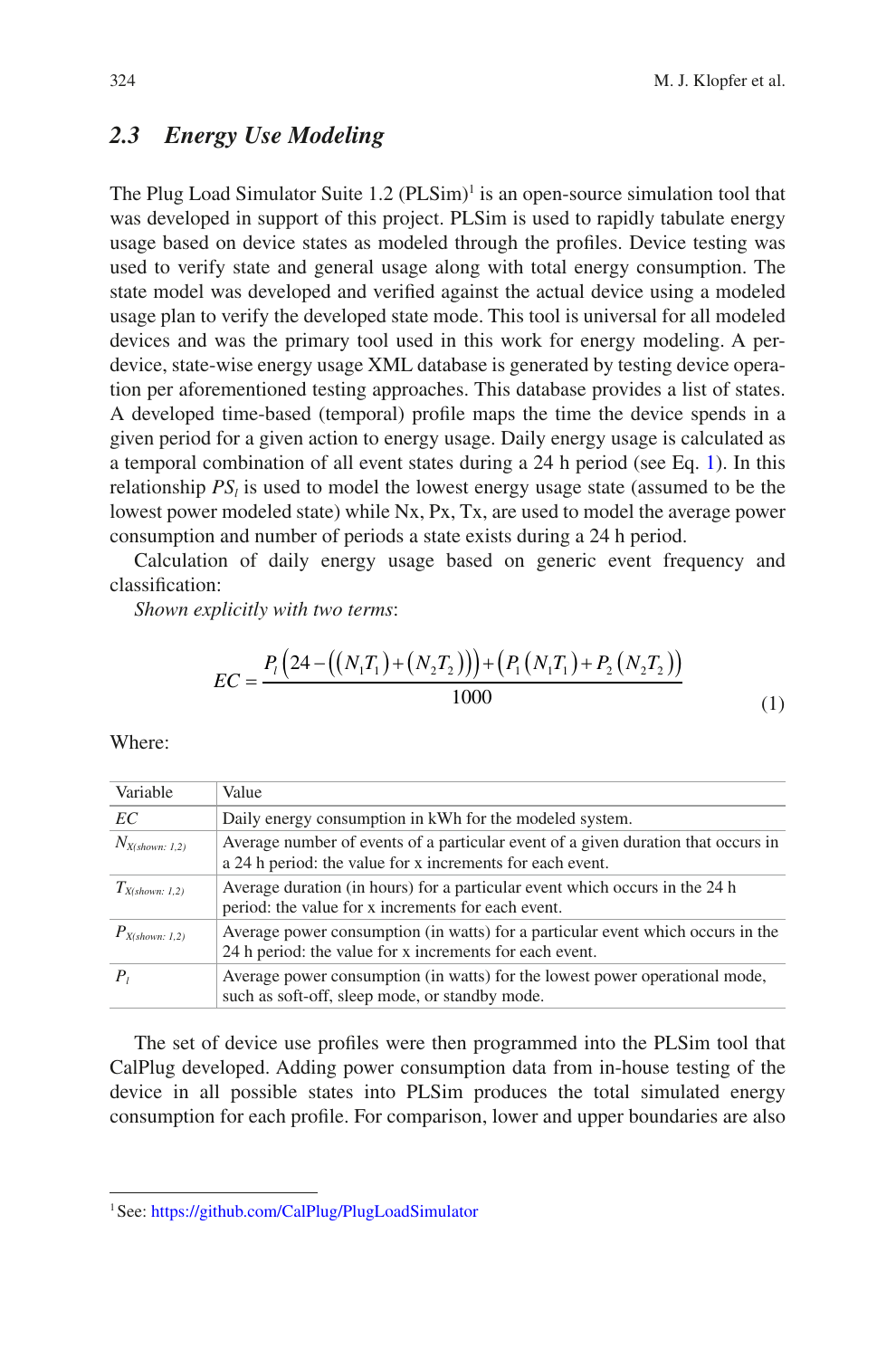### 2.3 Energy Use Modeling

The Plug Load Simulator Suite 1.2 (PLSim)[1] is an open-source simulation tool that was developed in support of this project. PLSim is used to rapidly tabulate energy usage based on device states as modeled through the profiles. Device testing was used to verify state and general usage along with total energy consumption. The state model was developed and verified against the actual device using a modeled usage plan to verify the developed state mode. This tool is universal for all modeled devices and was the primary tool used in this work for energy modeling. A per-device, state-wise energy usage XML database is generated by testing device operation per aforementioned testing approaches. This database provides a list of states. A developed time-based (temporal) profile maps the time the device spends in a given period for a given action to energy usage. Daily energy usage is calculated as a temporal combination of all event states during a 24 h period (see Eq. 1). In this relationship $PS_l$ is used to model the lowest energy usage state (assumed to be the lowest power modeled state) while Nx, Px, Tx, are used to model the average power consumption and number of periods a state exists during a 24 h period.

Calculation of daily energy usage based on generic event frequency and classification:

*Shown explicitly with two terms*:

$$EC = \frac{P_l\left(24 - \left(\left(N_1T_1\right) + \left(N_2T_2\right)\right)\right) + \left(P_1\left(N_1T_1\right) + P_2\left(N_2T_2\right)\right)}{1000} \tag{1}$$

Where:

| Variable | Value |
|---|---|
| $EC$ | Daily energy consumption in kWh for the modeled system. |
| $N_{X(shown:\ 1,2)}$ | Average number of events of a particular event of a given duration that occurs in a 24 h period: the value for x increments for each event. |
| $T_{X(shown:\ 1,2)}$ | Average duration (in hours) for a particular event which occurs in the 24 h period: the value for x increments for each event. |
| $P_{X(shown:\ 1,2)}$ | Average power consumption (in watts) for a particular event which occurs in the 24 h period: the value for x increments for each event. |
| $P_l$ | Average power consumption (in watts) for the lowest power operational mode, such as soft-off, sleep mode, or standby mode. |

The set of device use profiles were then programmed into the PLSim tool that CalPlug developed. Adding power consumption data from in-house testing of the device in all possible states into PLSim produces the total simulated energy consumption for each profile. For comparison, lower and upper boundaries are also

[1] See: https://github.com/CalPlug/PlugLoadSimulator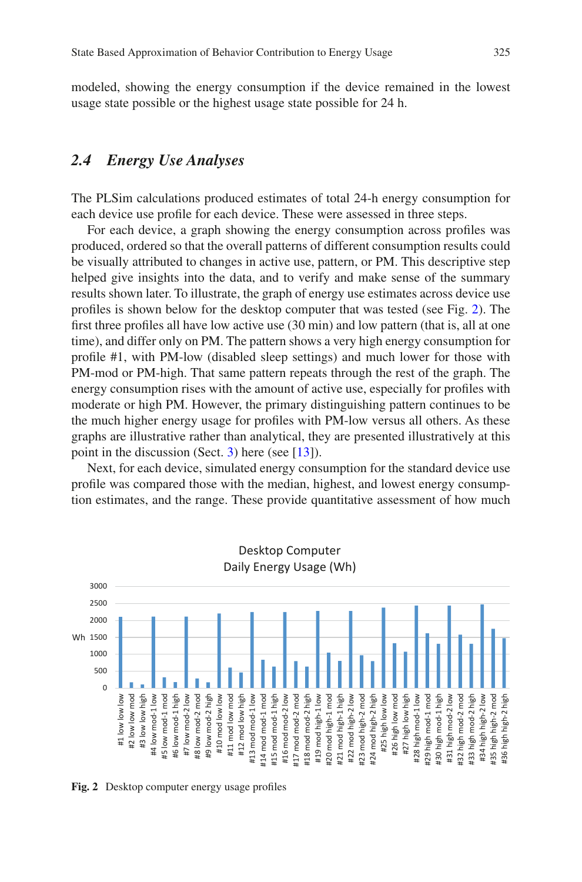modeled, showing the energy consumption if the device remained in the lowest usage state possible or the highest usage state possible for 24 h.

### 2.4 *Energy Use Analyses*

The PLSim calculations produced estimates of total 24-h energy consumption for each device use profile for each device. These were assessed in three steps.

For each device, a graph showing the energy consumption across profiles was produced, ordered so that the overall patterns of different consumption results could be visually attributed to changes in active use, pattern, or PM. This descriptive step helped give insights into the data, and to verify and make sense of the summary results shown later. To illustrate, the graph of energy use estimates across device use profiles is shown below for the desktop computer that was tested (see Fig. 2). The first three profiles all have low active use (30 min) and low pattern (that is, all at one time), and differ only on PM. The pattern shows a very high energy consumption for profile #1, with PM-low (disabled sleep settings) and much lower for those with PM-mod or PM-high. That same pattern repeats through the rest of the graph. The energy consumption rises with the amount of active use, especially for profiles with moderate or high PM. However, the primary distinguishing pattern continues to be the much higher energy usage for profiles with PM-low versus all others. As these graphs are illustrative rather than analytical, they are presented illustratively at this point in the discussion (Sect. 3) here (see [13]).

Next, for each device, simulated energy consumption for the standard device use profile was compared those with the median, highest, and lowest energy consumption estimates, and the range. These provide quantitative assessment of how much

**Fig. 2** Desktop computer energy usage profiles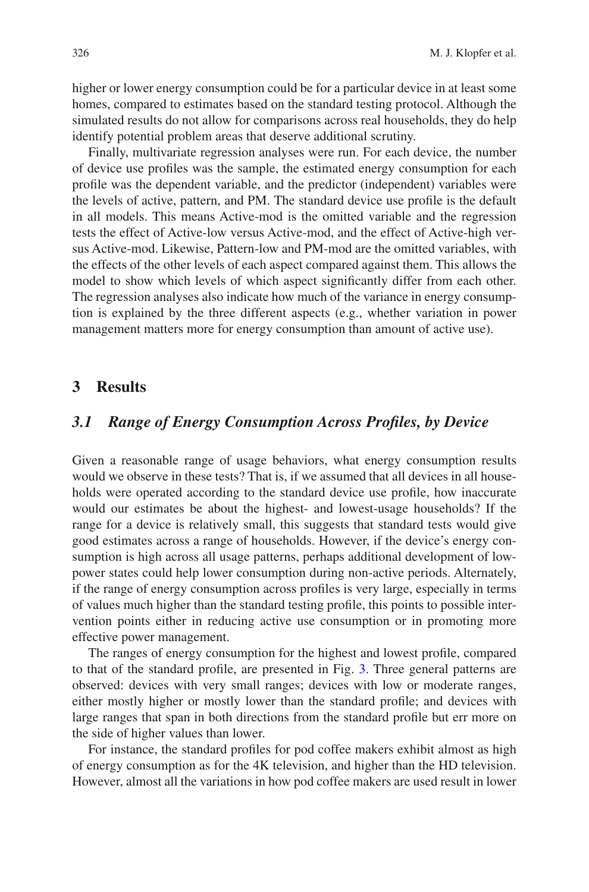higher or lower energy consumption could be for a particular device in at least some homes, compared to estimates based on the standard testing protocol. Although the simulated results do not allow for comparisons across real households, they do help identify potential problem areas that deserve additional scrutiny.

Finally, multivariate regression analyses were run. For each device, the number of device use profiles was the sample, the estimated energy consumption for each profile was the dependent variable, and the predictor (independent) variables were the levels of active, pattern, and PM. The standard device use profile is the default in all models. This means Active-mod is the omitted variable and the regression tests the effect of Active-low versus Active-mod, and the effect of Active-high versus Active-mod. Likewise, Pattern-low and PM-mod are the omitted variables, with the effects of the other levels of each aspect compared against them. This allows the model to show which levels of which aspect significantly differ from each other. The regression analyses also indicate how much of the variance in energy consumption is explained by the three different aspects (e.g., whether variation in power management matters more for energy consumption than amount of active use).

## 3 Results

### *3.1 Range of Energy Consumption Across Profiles, by Device*

Given a reasonable range of usage behaviors, what energy consumption results would we observe in these tests? That is, if we assumed that all devices in all households were operated according to the standard device use profile, how inaccurate would our estimates be about the highest- and lowest-usage households? If the range for a device is relatively small, this suggests that standard tests would give good estimates across a range of households. However, if the device's energy consumption is high across all usage patterns, perhaps additional development of low-power states could help lower consumption during non-active periods. Alternately, if the range of energy consumption across profiles is very large, especially in terms of values much higher than the standard testing profile, this points to possible intervention points either in reducing active use consumption or in promoting more effective power management.

The ranges of energy consumption for the highest and lowest profile, compared to that of the standard profile, are presented in Fig. 3. Three general patterns are observed: devices with very small ranges; devices with low or moderate ranges, either mostly higher or mostly lower than the standard profile; and devices with large ranges that span in both directions from the standard profile but err more on the side of higher values than lower.

For instance, the standard profiles for pod coffee makers exhibit almost as high of energy consumption as for the 4K television, and higher than the HD television. However, almost all the variations in how pod coffee makers are used result in lower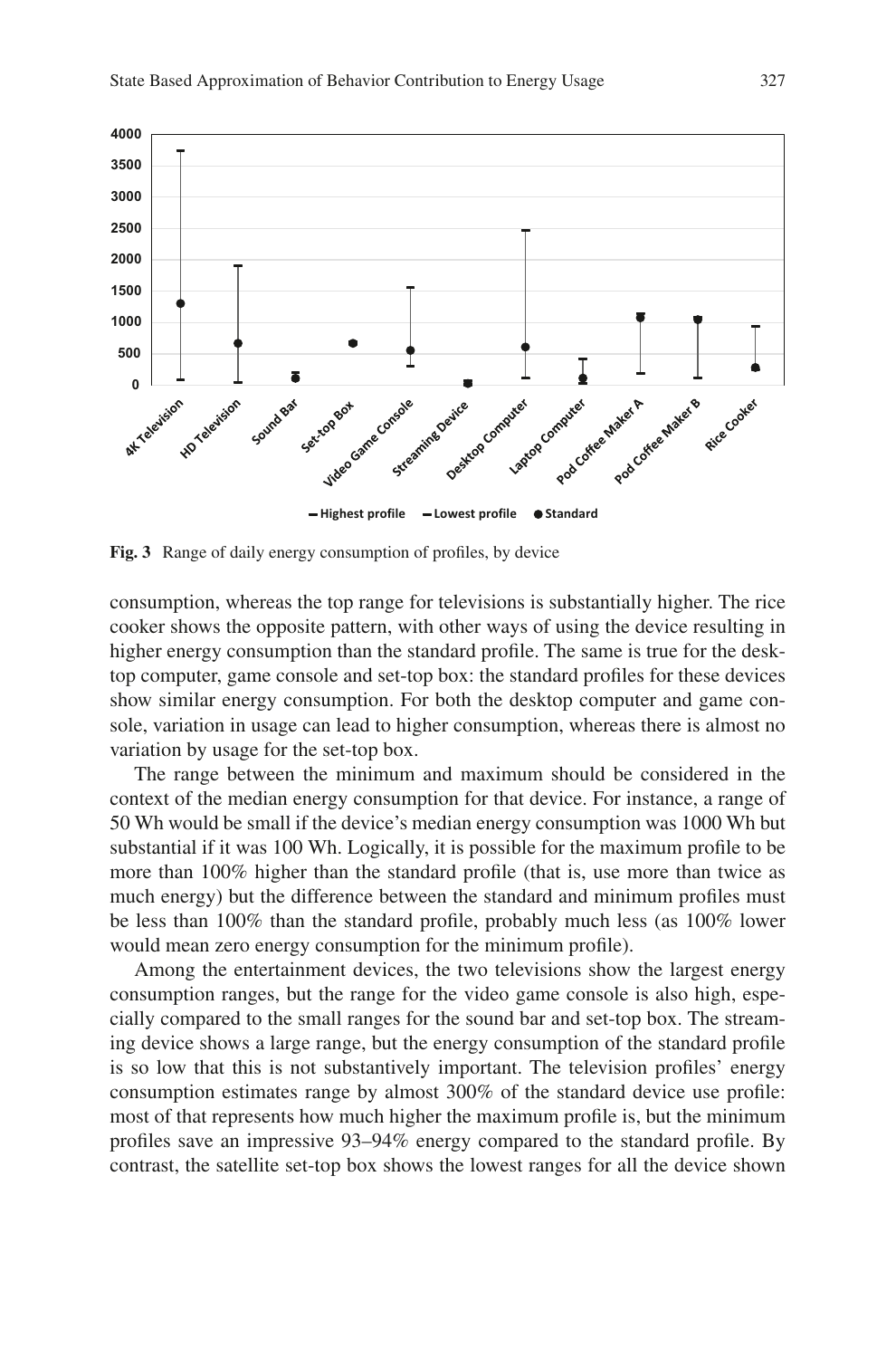Fig. 3 Range of daily energy consumption of profiles, by device

consumption, whereas the top range for televisions is substantially higher. The rice cooker shows the opposite pattern, with other ways of using the device resulting in higher energy consumption than the standard profile. The same is true for the desktop computer, game console and set-top box: the standard profiles for these devices show similar energy consumption. For both the desktop computer and game console, variation in usage can lead to higher consumption, whereas there is almost no variation by usage for the set-top box.

The range between the minimum and maximum should be considered in the context of the median energy consumption for that device. For instance, a range of 50 Wh would be small if the device's median energy consumption was 1000 Wh but substantial if it was 100 Wh. Logically, it is possible for the maximum profile to be more than 100% higher than the standard profile (that is, use more than twice as much energy) but the difference between the standard and minimum profiles must be less than 100% than the standard profile, probably much less (as 100% lower would mean zero energy consumption for the minimum profile).

Among the entertainment devices, the two televisions show the largest energy consumption ranges, but the range for the video game console is also high, especially compared to the small ranges for the sound bar and set-top box. The streaming device shows a large range, but the energy consumption of the standard profile is so low that this is not substantively important. The television profiles' energy consumption estimates range by almost 300% of the standard device use profile: most of that represents how much higher the maximum profile is, but the minimum profiles save an impressive 93–94% energy compared to the standard profile. By contrast, the satellite set-top box shows the lowest ranges for all the device shown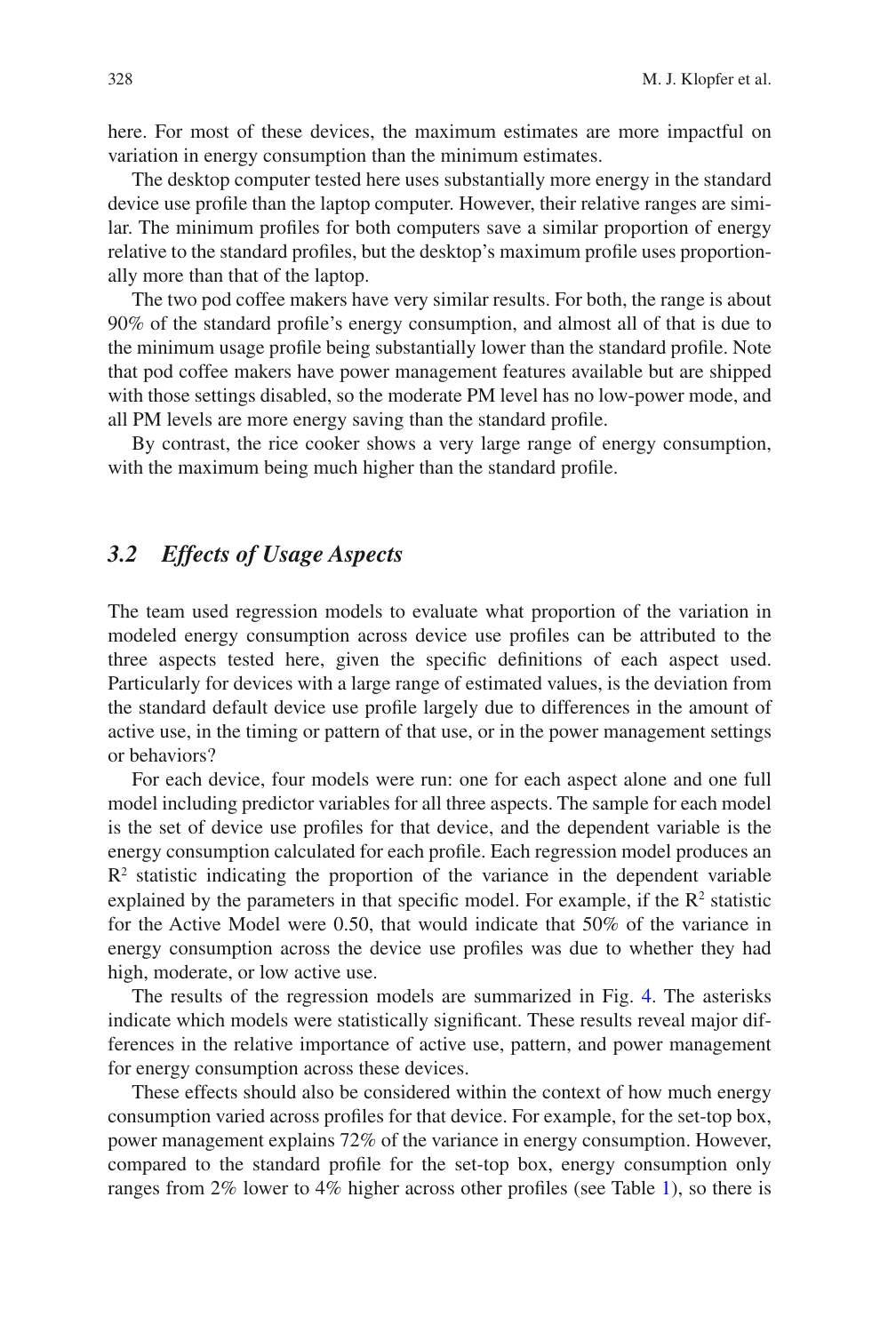here. For most of these devices, the maximum estimates are more impactful on variation in energy consumption than the minimum estimates.

The desktop computer tested here uses substantially more energy in the standard device use profile than the laptop computer. However, their relative ranges are similar. The minimum profiles for both computers save a similar proportion of energy relative to the standard profiles, but the desktop's maximum profile uses proportionally more than that of the laptop.

The two pod coffee makers have very similar results. For both, the range is about 90% of the standard profile's energy consumption, and almost all of that is due to the minimum usage profile being substantially lower than the standard profile. Note that pod coffee makers have power management features available but are shipped with those settings disabled, so the moderate PM level has no low-power mode, and all PM levels are more energy saving than the standard profile.

By contrast, the rice cooker shows a very large range of energy consumption, with the maximum being much higher than the standard profile.

### *3.2 Effects of Usage Aspects*

The team used regression models to evaluate what proportion of the variation in modeled energy consumption across device use profiles can be attributed to the three aspects tested here, given the specific definitions of each aspect used. Particularly for devices with a large range of estimated values, is the deviation from the standard default device use profile largely due to differences in the amount of active use, in the timing or pattern of that use, or in the power management settings or behaviors?

For each device, four models were run: one for each aspect alone and one full model including predictor variables for all three aspects. The sample for each model is the set of device use profiles for that device, and the dependent variable is the energy consumption calculated for each profile. Each regression model produces an $R^2$ statistic indicating the proportion of the variance in the dependent variable explained by the parameters in that specific model. For example, if the $R^2$ statistic for the Active Model were 0.50, that would indicate that 50% of the variance in energy consumption across the device use profiles was due to whether they had high, moderate, or low active use.

The results of the regression models are summarized in Fig. 4. The asterisks indicate which models were statistically significant. These results reveal major differences in the relative importance of active use, pattern, and power management for energy consumption across these devices.

These effects should also be considered within the context of how much energy consumption varied across profiles for that device. For example, for the set-top box, power management explains 72% of the variance in energy consumption. However, compared to the standard profile for the set-top box, energy consumption only ranges from 2% lower to 4% higher across other profiles (see Table 1), so there is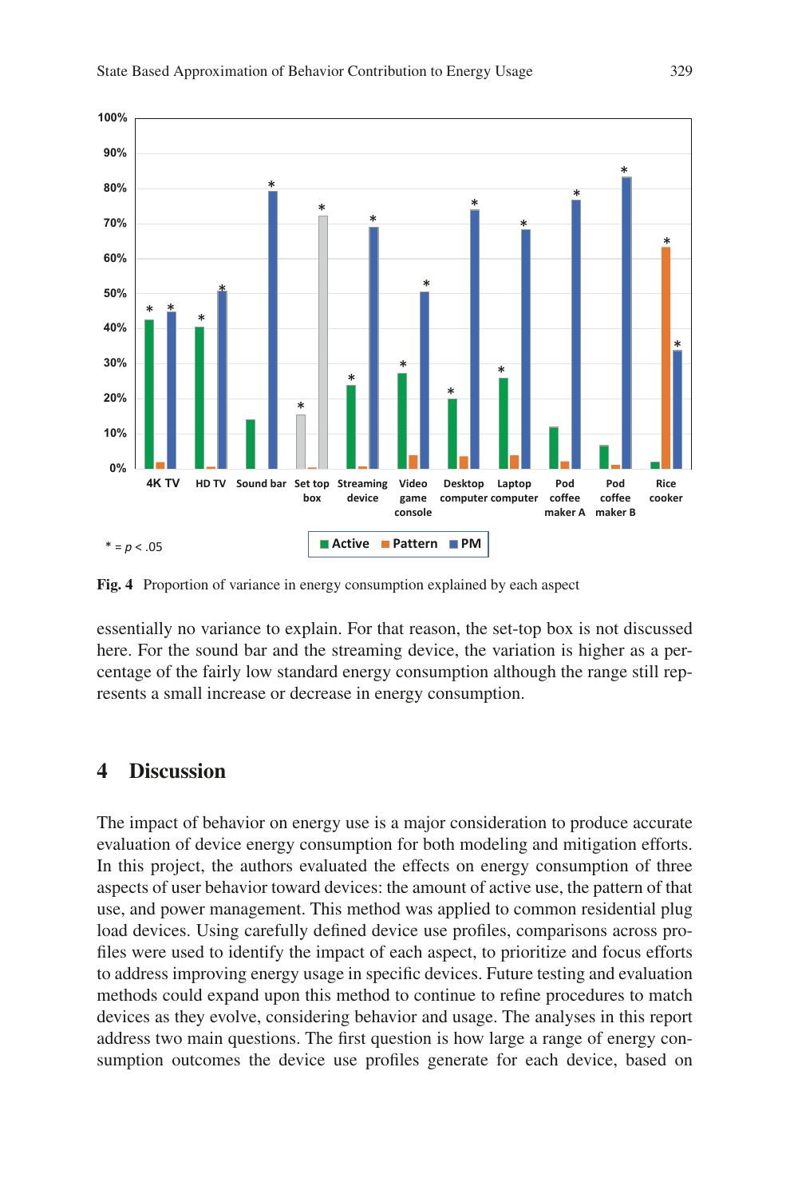Fig. 4 Proportion of variance in energy consumption explained by each aspect

essentially no variance to explain. For that reason, the set-top box is not discussed here. For the sound bar and the streaming device, the variation is higher as a percentage of the fairly low standard energy consumption although the range still represents a small increase or decrease in energy consumption.

## 4 Discussion

The impact of behavior on energy use is a major consideration to produce accurate evaluation of device energy consumption for both modeling and mitigation efforts. In this project, the authors evaluated the effects on energy consumption of three aspects of user behavior toward devices: the amount of active use, the pattern of that use, and power management. This method was applied to common residential plug load devices. Using carefully defined device use profiles, comparisons across profiles were used to identify the impact of each aspect, to prioritize and focus efforts to address improving energy usage in specific devices. Future testing and evaluation methods could expand upon this method to continue to refine procedures to match devices as they evolve, considering behavior and usage. The analyses in this report address two main questions. The first question is how large a range of energy consumption outcomes the device use profiles generate for each device, based on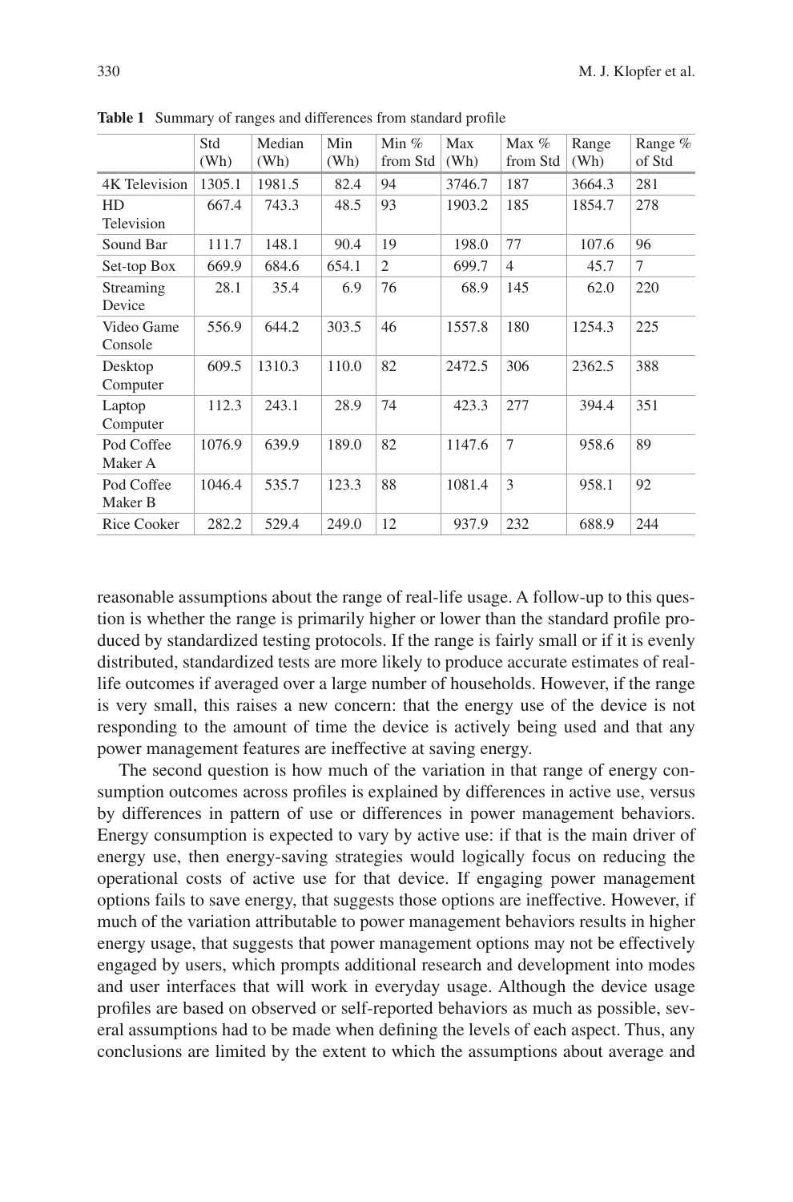**Table 1** Summary of ranges and differences from standard profile

| | Std (Wh) | Median (Wh) | Min (Wh) | Min % from Std | Max (Wh) | Max % from Std | Range (Wh) | Range % of Std |
|---|---|---|---|---|---|---|---|---|
| 4K Television | 1305.1 | 1981.5 | 82.4 | 94 | 3746.7 | 187 | 3664.3 | 281 |
| HD Television | 667.4 | 743.3 | 48.5 | 93 | 1903.2 | 185 | 1854.7 | 278 |
| Sound Bar | 111.7 | 148.1 | 90.4 | 19 | 198.0 | 77 | 107.6 | 96 |
| Set-top Box | 669.9 | 684.6 | 654.1 | 2 | 699.7 | 4 | 45.7 | 7 |
| Streaming Device | 28.1 | 35.4 | 6.9 | 76 | 68.9 | 145 | 62.0 | 220 |
| Video Game Console | 556.9 | 644.2 | 303.5 | 46 | 1557.8 | 180 | 1254.3 | 225 |
| Desktop Computer | 609.5 | 1310.3 | 110.0 | 82 | 2472.5 | 306 | 2362.5 | 388 |
| Laptop Computer | 112.3 | 243.1 | 28.9 | 74 | 423.3 | 277 | 394.4 | 351 |
| Pod Coffee Maker A | 1076.9 | 639.9 | 189.0 | 82 | 1147.6 | 7 | 958.6 | 89 |
| Pod Coffee Maker B | 1046.4 | 535.7 | 123.3 | 88 | 1081.4 | 3 | 958.1 | 92 |
| Rice Cooker | 282.2 | 529.4 | 249.0 | 12 | 937.9 | 232 | 688.9 | 244 |

reasonable assumptions about the range of real-life usage. A follow-up to this question is whether the range is primarily higher or lower than the standard profile produced by standardized testing protocols. If the range is fairly small or if it is evenly distributed, standardized tests are more likely to produce accurate estimates of real-life outcomes if averaged over a large number of households. However, if the range is very small, this raises a new concern: that the energy use of the device is not responding to the amount of time the device is actively being used and that any power management features are ineffective at saving energy.

The second question is how much of the variation in that range of energy consumption outcomes across profiles is explained by differences in active use, versus by differences in pattern of use or differences in power management behaviors. Energy consumption is expected to vary by active use: if that is the main driver of energy use, then energy-saving strategies would logically focus on reducing the operational costs of active use for that device. If engaging power management options fails to save energy, that suggests those options are ineffective. However, if much of the variation attributable to power management behaviors results in higher energy usage, that suggests that power management options may not be effectively engaged by users, which prompts additional research and development into modes and user interfaces that will work in everyday usage. Although the device usage profiles are based on observed or self-reported behaviors as much as possible, several assumptions had to be made when defining the levels of each aspect. Thus, any conclusions are limited by the extent to which the assumptions about average and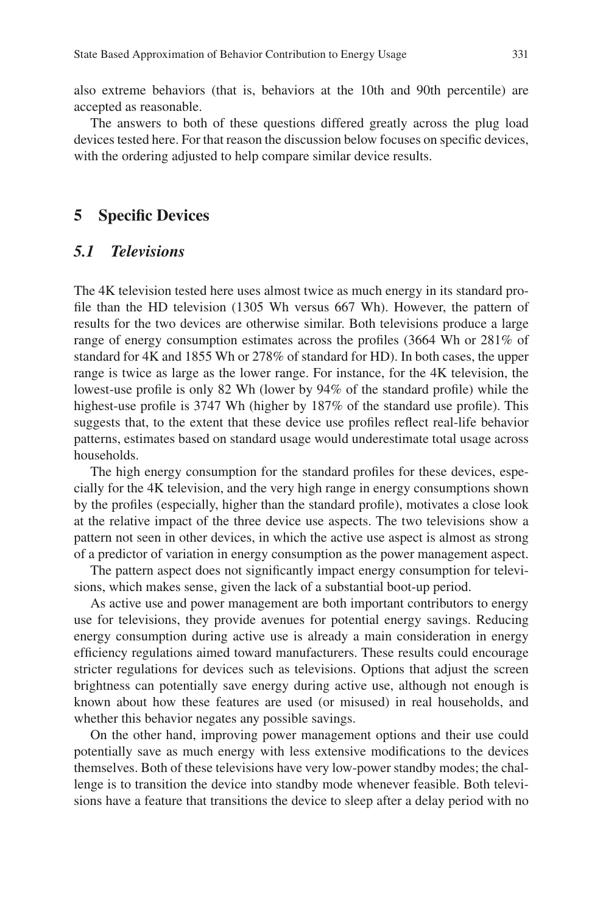also extreme behaviors (that is, behaviors at the 10th and 90th percentile) are accepted as reasonable.

The answers to both of these questions differed greatly across the plug load devices tested here. For that reason the discussion below focuses on specific devices, with the ordering adjusted to help compare similar device results.

## 5 Specific Devices

### *5.1 Televisions*

The 4K television tested here uses almost twice as much energy in its standard profile than the HD television (1305 Wh versus 667 Wh). However, the pattern of results for the two devices are otherwise similar. Both televisions produce a large range of energy consumption estimates across the profiles (3664 Wh or 281% of standard for 4K and 1855 Wh or 278% of standard for HD). In both cases, the upper range is twice as large as the lower range. For instance, for the 4K television, the lowest-use profile is only 82 Wh (lower by 94% of the standard profile) while the highest-use profile is 3747 Wh (higher by 187% of the standard use profile). This suggests that, to the extent that these device use profiles reflect real-life behavior patterns, estimates based on standard usage would underestimate total usage across households.

The high energy consumption for the standard profiles for these devices, especially for the 4K television, and the very high range in energy consumptions shown by the profiles (especially, higher than the standard profile), motivates a close look at the relative impact of the three device use aspects. The two televisions show a pattern not seen in other devices, in which the active use aspect is almost as strong of a predictor of variation in energy consumption as the power management aspect.

The pattern aspect does not significantly impact energy consumption for televisions, which makes sense, given the lack of a substantial boot-up period.

As active use and power management are both important contributors to energy use for televisions, they provide avenues for potential energy savings. Reducing energy consumption during active use is already a main consideration in energy efficiency regulations aimed toward manufacturers. These results could encourage stricter regulations for devices such as televisions. Options that adjust the screen brightness can potentially save energy during active use, although not enough is known about how these features are used (or misused) in real households, and whether this behavior negates any possible savings.

On the other hand, improving power management options and their use could potentially save as much energy with less extensive modifications to the devices themselves. Both of these televisions have very low-power standby modes; the challenge is to transition the device into standby mode whenever feasible. Both televisions have a feature that transitions the device to sleep after a delay period with no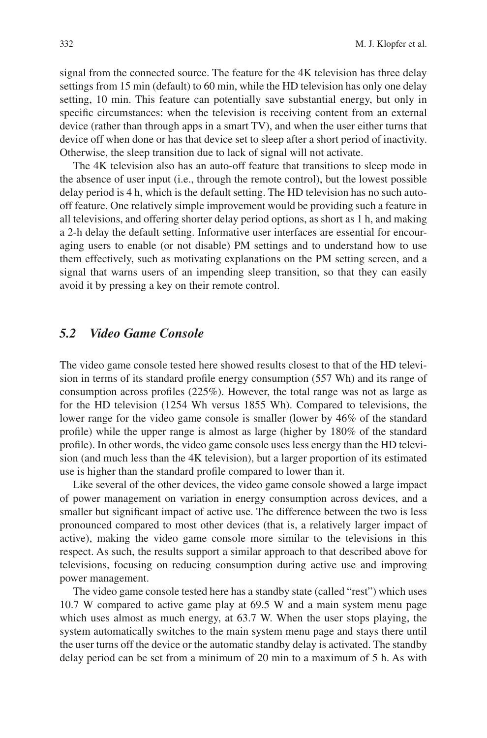signal from the connected source. The feature for the 4K television has three delay settings from 15 min (default) to 60 min, while the HD television has only one delay setting, 10 min. This feature can potentially save substantial energy, but only in specific circumstances: when the television is receiving content from an external device (rather than through apps in a smart TV), and when the user either turns that device off when done or has that device set to sleep after a short period of inactivity. Otherwise, the sleep transition due to lack of signal will not activate.

The 4K television also has an auto-off feature that transitions to sleep mode in the absence of user input (i.e., through the remote control), but the lowest possible delay period is 4 h, which is the default setting. The HD television has no such auto-off feature. One relatively simple improvement would be providing such a feature in all televisions, and offering shorter delay period options, as short as 1 h, and making a 2-h delay the default setting. Informative user interfaces are essential for encouraging users to enable (or not disable) PM settings and to understand how to use them effectively, such as motivating explanations on the PM setting screen, and a signal that warns users of an impending sleep transition, so that they can easily avoid it by pressing a key on their remote control.

## *5.2 Video Game Console*

The video game console tested here showed results closest to that of the HD television in terms of its standard profile energy consumption (557 Wh) and its range of consumption across profiles (225%). However, the total range was not as large as for the HD television (1254 Wh versus 1855 Wh). Compared to televisions, the lower range for the video game console is smaller (lower by 46% of the standard profile) while the upper range is almost as large (higher by 180% of the standard profile). In other words, the video game console uses less energy than the HD television (and much less than the 4K television), but a larger proportion of its estimated use is higher than the standard profile compared to lower than it.

Like several of the other devices, the video game console showed a large impact of power management on variation in energy consumption across devices, and a smaller but significant impact of active use. The difference between the two is less pronounced compared to most other devices (that is, a relatively larger impact of active), making the video game console more similar to the televisions in this respect. As such, the results support a similar approach to that described above for televisions, focusing on reducing consumption during active use and improving power management.

The video game console tested here has a standby state (called "rest") which uses 10.7 W compared to active game play at 69.5 W and a main system menu page which uses almost as much energy, at 63.7 W. When the user stops playing, the system automatically switches to the main system menu page and stays there until the user turns off the device or the automatic standby delay is activated. The standby delay period can be set from a minimum of 20 min to a maximum of 5 h. As with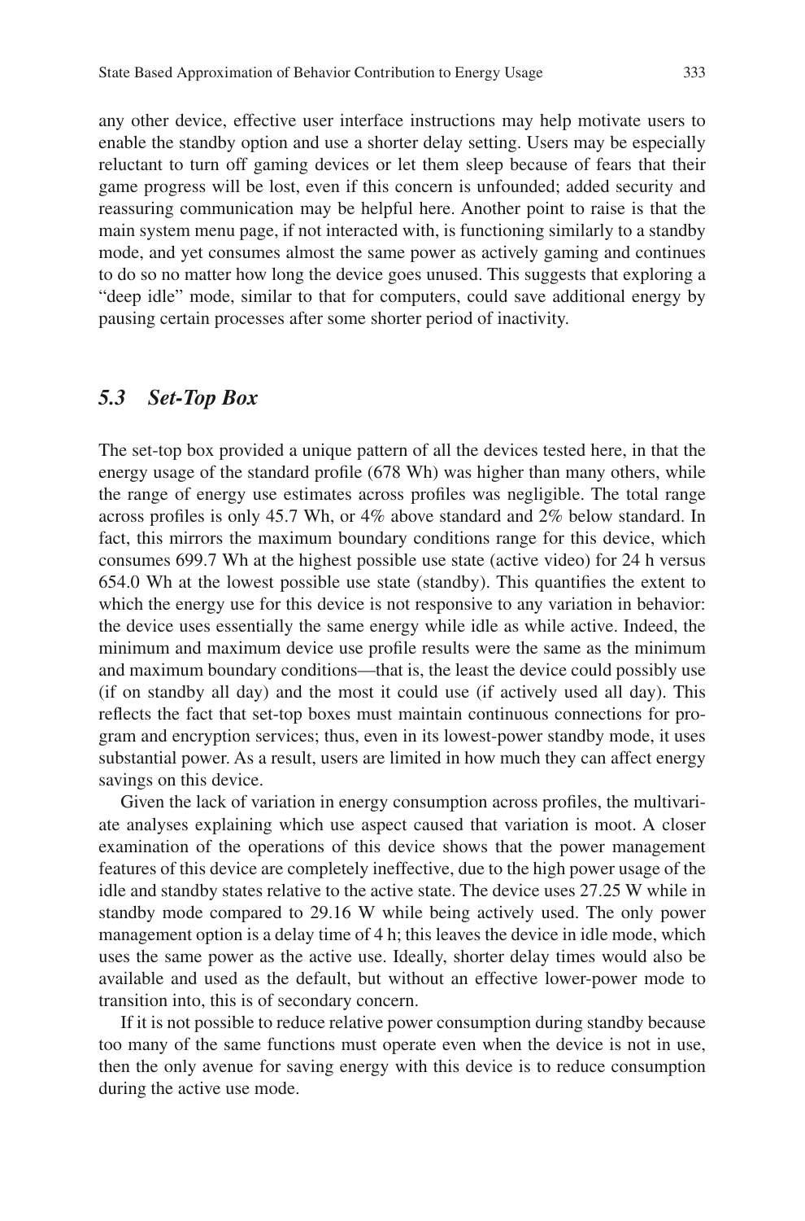any other device, effective user interface instructions may help motivate users to enable the standby option and use a shorter delay setting. Users may be especially reluctant to turn off gaming devices or let them sleep because of fears that their game progress will be lost, even if this concern is unfounded; added security and reassuring communication may be helpful here. Another point to raise is that the main system menu page, if not interacted with, is functioning similarly to a standby mode, and yet consumes almost the same power as actively gaming and continues to do so no matter how long the device goes unused. This suggests that exploring a "deep idle" mode, similar to that for computers, could save additional energy by pausing certain processes after some shorter period of inactivity.

### *5.3 Set-Top Box*

The set-top box provided a unique pattern of all the devices tested here, in that the energy usage of the standard profile (678 Wh) was higher than many others, while the range of energy use estimates across profiles was negligible. The total range across profiles is only 45.7 Wh, or 4% above standard and 2% below standard. In fact, this mirrors the maximum boundary conditions range for this device, which consumes 699.7 Wh at the highest possible use state (active video) for 24 h versus 654.0 Wh at the lowest possible use state (standby). This quantifies the extent to which the energy use for this device is not responsive to any variation in behavior: the device uses essentially the same energy while idle as while active. Indeed, the minimum and maximum device use profile results were the same as the minimum and maximum boundary conditions—that is, the least the device could possibly use (if on standby all day) and the most it could use (if actively used all day). This reflects the fact that set-top boxes must maintain continuous connections for program and encryption services; thus, even in its lowest-power standby mode, it uses substantial power. As a result, users are limited in how much they can affect energy savings on this device.

Given the lack of variation in energy consumption across profiles, the multivariate analyses explaining which use aspect caused that variation is moot. A closer examination of the operations of this device shows that the power management features of this device are completely ineffective, due to the high power usage of the idle and standby states relative to the active state. The device uses 27.25 W while in standby mode compared to 29.16 W while being actively used. The only power management option is a delay time of 4 h; this leaves the device in idle mode, which uses the same power as the active use. Ideally, shorter delay times would also be available and used as the default, but without an effective lower-power mode to transition into, this is of secondary concern.

If it is not possible to reduce relative power consumption during standby because too many of the same functions must operate even when the device is not in use, then the only avenue for saving energy with this device is to reduce consumption during the active use mode.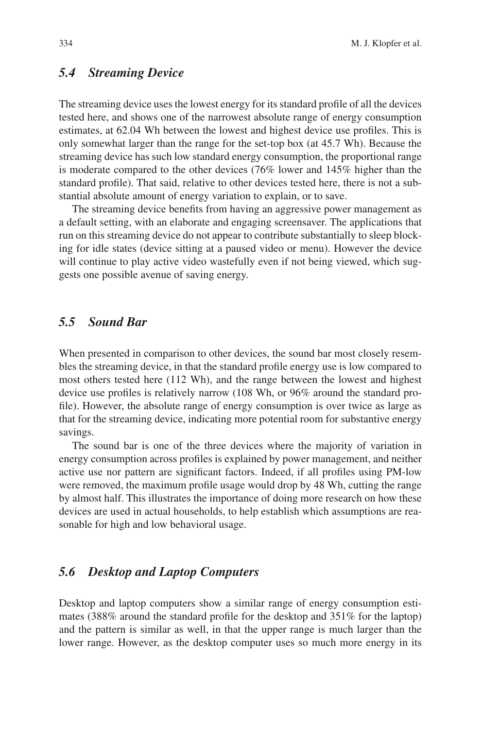### 5.4 Streaming Device

The streaming device uses the lowest energy for its standard profile of all the devices tested here, and shows one of the narrowest absolute range of energy consumption estimates, at 62.04 Wh between the lowest and highest device use profiles. This is only somewhat larger than the range for the set-top box (at 45.7 Wh). Because the streaming device has such low standard energy consumption, the proportional range is moderate compared to the other devices (76% lower and 145% higher than the standard profile). That said, relative to other devices tested here, there is not a substantial absolute amount of energy variation to explain, or to save.

The streaming device benefits from having an aggressive power management as a default setting, with an elaborate and engaging screensaver. The applications that run on this streaming device do not appear to contribute substantially to sleep blocking for idle states (device sitting at a paused video or menu). However the device will continue to play active video wastefully even if not being viewed, which suggests one possible avenue of saving energy.

### 5.5 Sound Bar

When presented in comparison to other devices, the sound bar most closely resembles the streaming device, in that the standard profile energy use is low compared to most others tested here (112 Wh), and the range between the lowest and highest device use profiles is relatively narrow (108 Wh, or 96% around the standard profile). However, the absolute range of energy consumption is over twice as large as that for the streaming device, indicating more potential room for substantive energy savings.

The sound bar is one of the three devices where the majority of variation in energy consumption across profiles is explained by power management, and neither active use nor pattern are significant factors. Indeed, if all profiles using PM-low were removed, the maximum profile usage would drop by 48 Wh, cutting the range by almost half. This illustrates the importance of doing more research on how these devices are used in actual households, to help establish which assumptions are reasonable for high and low behavioral usage.

### 5.6 Desktop and Laptop Computers

Desktop and laptop computers show a similar range of energy consumption estimates (388% around the standard profile for the desktop and 351% for the laptop) and the pattern is similar as well, in that the upper range is much larger than the lower range. However, as the desktop computer uses so much more energy in its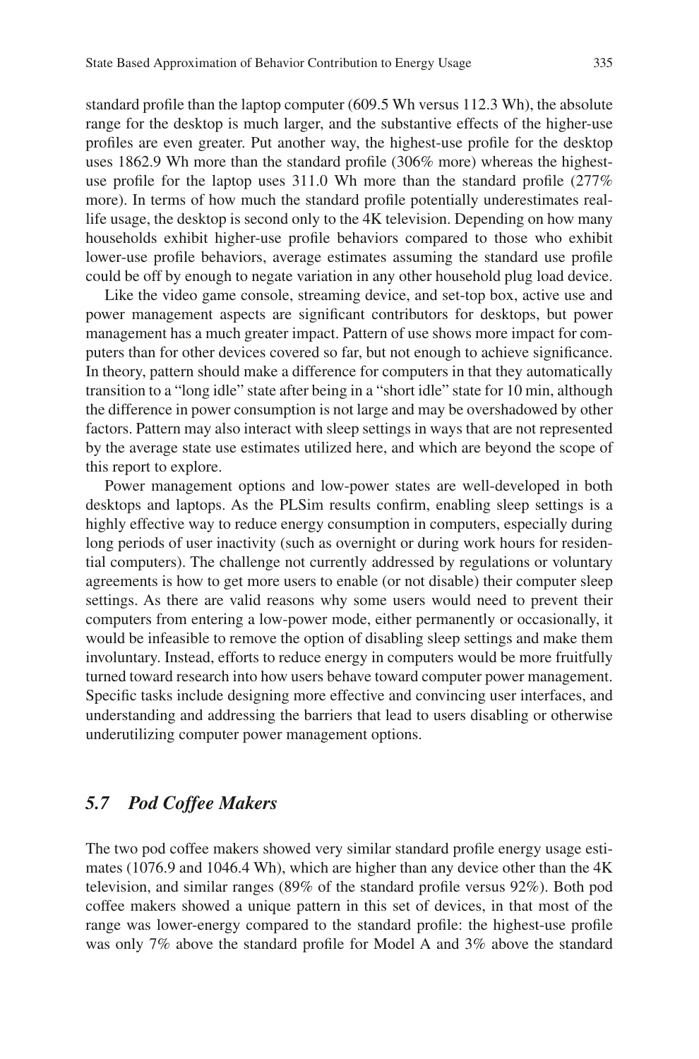standard profile than the laptop computer (609.5 Wh versus 112.3 Wh), the absolute range for the desktop is much larger, and the substantive effects of the higher-use profiles are even greater. Put another way, the highest-use profile for the desktop uses 1862.9 Wh more than the standard profile (306% more) whereas the highest-use profile for the laptop uses 311.0 Wh more than the standard profile (277% more). In terms of how much the standard profile potentially underestimates real-life usage, the desktop is second only to the 4K television. Depending on how many households exhibit higher-use profile behaviors compared to those who exhibit lower-use profile behaviors, average estimates assuming the standard use profile could be off by enough to negate variation in any other household plug load device.

Like the video game console, streaming device, and set-top box, active use and power management aspects are significant contributors for desktops, but power management has a much greater impact. Pattern of use shows more impact for computers than for other devices covered so far, but not enough to achieve significance. In theory, pattern should make a difference for computers in that they automatically transition to a "long idle" state after being in a "short idle" state for 10 min, although the difference in power consumption is not large and may be overshadowed by other factors. Pattern may also interact with sleep settings in ways that are not represented by the average state use estimates utilized here, and which are beyond the scope of this report to explore.

Power management options and low-power states are well-developed in both desktops and laptops. As the PLSim results confirm, enabling sleep settings is a highly effective way to reduce energy consumption in computers, especially during long periods of user inactivity (such as overnight or during work hours for residential computers). The challenge not currently addressed by regulations or voluntary agreements is how to get more users to enable (or not disable) their computer sleep settings. As there are valid reasons why some users would need to prevent their computers from entering a low-power mode, either permanently or occasionally, it would be infeasible to remove the option of disabling sleep settings and make them involuntary. Instead, efforts to reduce energy in computers would be more fruitfully turned toward research into how users behave toward computer power management. Specific tasks include designing more effective and convincing user interfaces, and understanding and addressing the barriers that lead to users disabling or otherwise underutilizing computer power management options.

## *5.7 Pod Coffee Makers*

The two pod coffee makers showed very similar standard profile energy usage estimates (1076.9 and 1046.4 Wh), which are higher than any device other than the 4K television, and similar ranges (89% of the standard profile versus 92%). Both pod coffee makers showed a unique pattern in this set of devices, in that most of the range was lower-energy compared to the standard profile: the highest-use profile was only 7% above the standard profile for Model A and 3% above the standard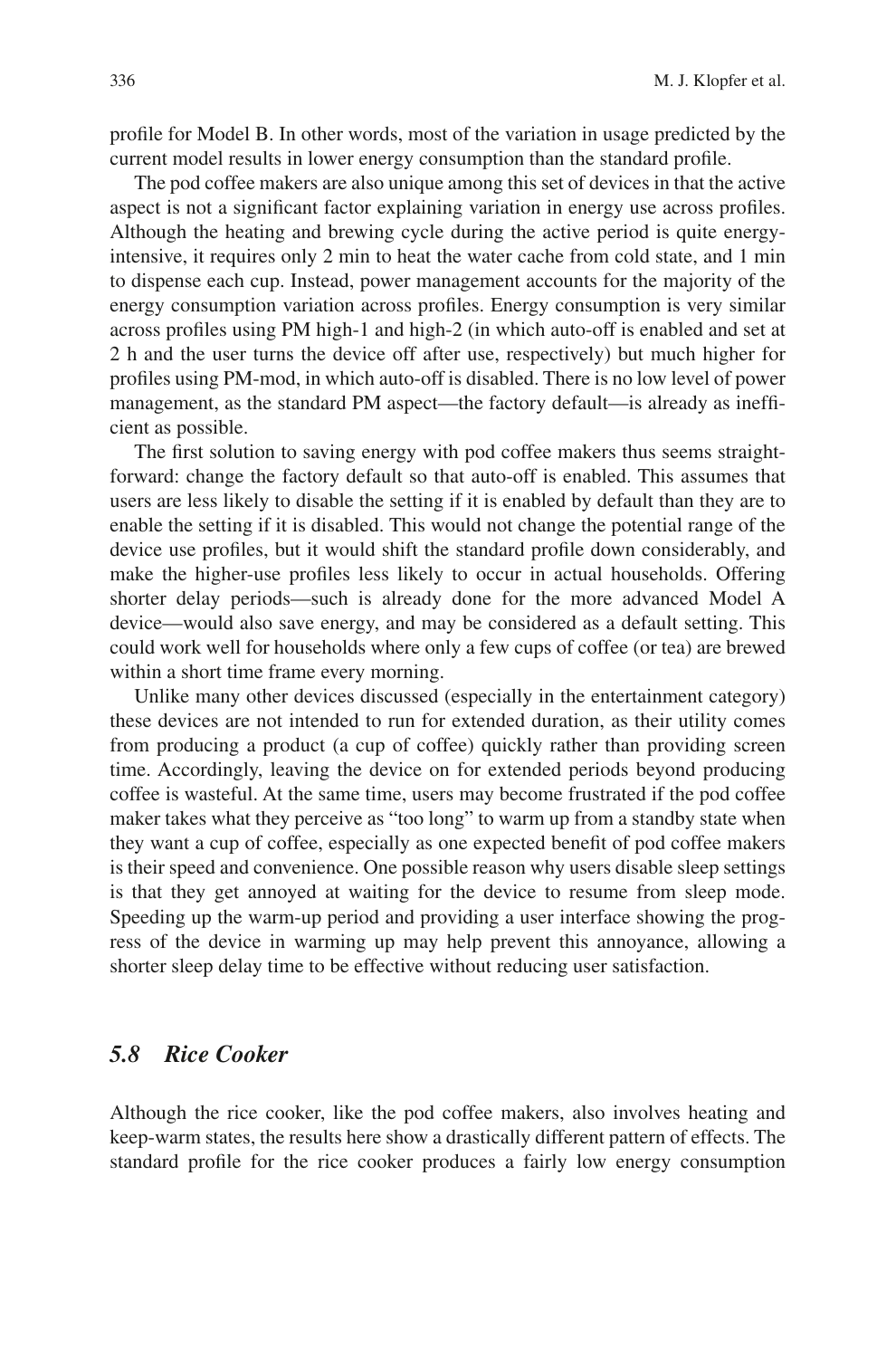profile for Model B. In other words, most of the variation in usage predicted by the current model results in lower energy consumption than the standard profile.

The pod coffee makers are also unique among this set of devices in that the active aspect is not a significant factor explaining variation in energy use across profiles. Although the heating and brewing cycle during the active period is quite energy-intensive, it requires only 2 min to heat the water cache from cold state, and 1 min to dispense each cup. Instead, power management accounts for the majority of the energy consumption variation across profiles. Energy consumption is very similar across profiles using PM high-1 and high-2 (in which auto-off is enabled and set at 2 h and the user turns the device off after use, respectively) but much higher for profiles using PM-mod, in which auto-off is disabled. There is no low level of power management, as the standard PM aspect—the factory default—is already as inefficient as possible.

The first solution to saving energy with pod coffee makers thus seems straightforward: change the factory default so that auto-off is enabled. This assumes that users are less likely to disable the setting if it is enabled by default than they are to enable the setting if it is disabled. This would not change the potential range of the device use profiles, but it would shift the standard profile down considerably, and make the higher-use profiles less likely to occur in actual households. Offering shorter delay periods—such is already done for the more advanced Model A device—would also save energy, and may be considered as a default setting. This could work well for households where only a few cups of coffee (or tea) are brewed within a short time frame every morning.

Unlike many other devices discussed (especially in the entertainment category) these devices are not intended to run for extended duration, as their utility comes from producing a product (a cup of coffee) quickly rather than providing screen time. Accordingly, leaving the device on for extended periods beyond producing coffee is wasteful. At the same time, users may become frustrated if the pod coffee maker takes what they perceive as "too long" to warm up from a standby state when they want a cup of coffee, especially as one expected benefit of pod coffee makers is their speed and convenience. One possible reason why users disable sleep settings is that they get annoyed at waiting for the device to resume from sleep mode. Speeding up the warm-up period and providing a user interface showing the progress of the device in warming up may help prevent this annoyance, allowing a shorter sleep delay time to be effective without reducing user satisfaction.

### *5.8 Rice Cooker*

Although the rice cooker, like the pod coffee makers, also involves heating and keep-warm states, the results here show a drastically different pattern of effects. The standard profile for the rice cooker produces a fairly low energy consumption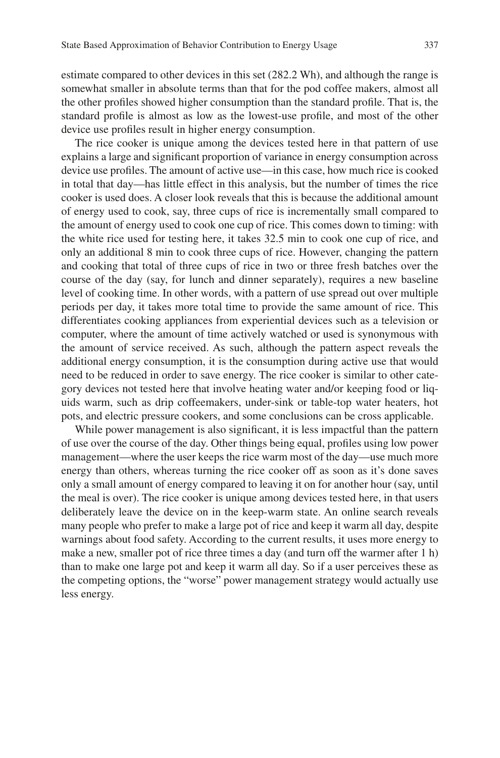estimate compared to other devices in this set (282.2 Wh), and although the range is somewhat smaller in absolute terms than that for the pod coffee makers, almost all the other profiles showed higher consumption than the standard profile. That is, the standard profile is almost as low as the lowest-use profile, and most of the other device use profiles result in higher energy consumption.

The rice cooker is unique among the devices tested here in that pattern of use explains a large and significant proportion of variance in energy consumption across device use profiles. The amount of active use—in this case, how much rice is cooked in total that day—has little effect in this analysis, but the number of times the rice cooker is used does. A closer look reveals that this is because the additional amount of energy used to cook, say, three cups of rice is incrementally small compared to the amount of energy used to cook one cup of rice. This comes down to timing: with the white rice used for testing here, it takes 32.5 min to cook one cup of rice, and only an additional 8 min to cook three cups of rice. However, changing the pattern and cooking that total of three cups of rice in two or three fresh batches over the course of the day (say, for lunch and dinner separately), requires a new baseline level of cooking time. In other words, with a pattern of use spread out over multiple periods per day, it takes more total time to provide the same amount of rice. This differentiates cooking appliances from experiential devices such as a television or computer, where the amount of time actively watched or used is synonymous with the amount of service received. As such, although the pattern aspect reveals the additional energy consumption, it is the consumption during active use that would need to be reduced in order to save energy. The rice cooker is similar to other category devices not tested here that involve heating water and/or keeping food or liquids warm, such as drip coffeemakers, under-sink or table-top water heaters, hot pots, and electric pressure cookers, and some conclusions can be cross applicable.

While power management is also significant, it is less impactful than the pattern of use over the course of the day. Other things being equal, profiles using low power management—where the user keeps the rice warm most of the day—use much more energy than others, whereas turning the rice cooker off as soon as it's done saves only a small amount of energy compared to leaving it on for another hour (say, until the meal is over). The rice cooker is unique among devices tested here, in that users deliberately leave the device on in the keep-warm state. An online search reveals many people who prefer to make a large pot of rice and keep it warm all day, despite warnings about food safety. According to the current results, it uses more energy to make a new, smaller pot of rice three times a day (and turn off the warmer after 1 h) than to make one large pot and keep it warm all day. So if a user perceives these as the competing options, the "worse" power management strategy would actually use less energy.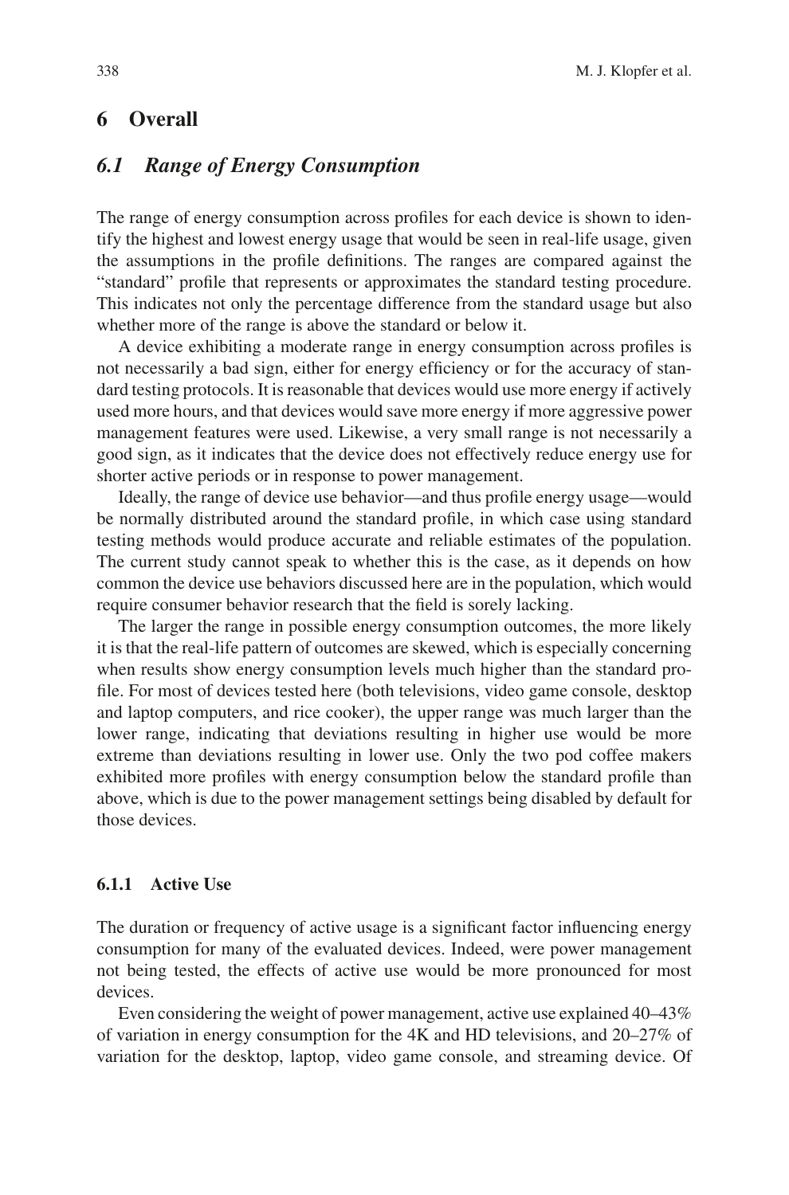# 6 Overall

## 6.1 Range of Energy Consumption

The range of energy consumption across profiles for each device is shown to identify the highest and lowest energy usage that would be seen in real-life usage, given the assumptions in the profile definitions. The ranges are compared against the "standard" profile that represents or approximates the standard testing procedure. This indicates not only the percentage difference from the standard usage but also whether more of the range is above the standard or below it.

A device exhibiting a moderate range in energy consumption across profiles is not necessarily a bad sign, either for energy efficiency or for the accuracy of standard testing protocols. It is reasonable that devices would use more energy if actively used more hours, and that devices would save more energy if more aggressive power management features were used. Likewise, a very small range is not necessarily a good sign, as it indicates that the device does not effectively reduce energy use for shorter active periods or in response to power management.

Ideally, the range of device use behavior—and thus profile energy usage—would be normally distributed around the standard profile, in which case using standard testing methods would produce accurate and reliable estimates of the population. The current study cannot speak to whether this is the case, as it depends on how common the device use behaviors discussed here are in the population, which would require consumer behavior research that the field is sorely lacking.

The larger the range in possible energy consumption outcomes, the more likely it is that the real-life pattern of outcomes are skewed, which is especially concerning when results show energy consumption levels much higher than the standard profile. For most of devices tested here (both televisions, video game console, desktop and laptop computers, and rice cooker), the upper range was much larger than the lower range, indicating that deviations resulting in higher use would be more extreme than deviations resulting in lower use. Only the two pod coffee makers exhibited more profiles with energy consumption below the standard profile than above, which is due to the power management settings being disabled by default for those devices.

### 6.1.1 Active Use

The duration or frequency of active usage is a significant factor influencing energy consumption for many of the evaluated devices. Indeed, were power management not being tested, the effects of active use would be more pronounced for most devices.

Even considering the weight of power management, active use explained 40–43% of variation in energy consumption for the 4K and HD televisions, and 20–27% of variation for the desktop, laptop, video game console, and streaming device. Of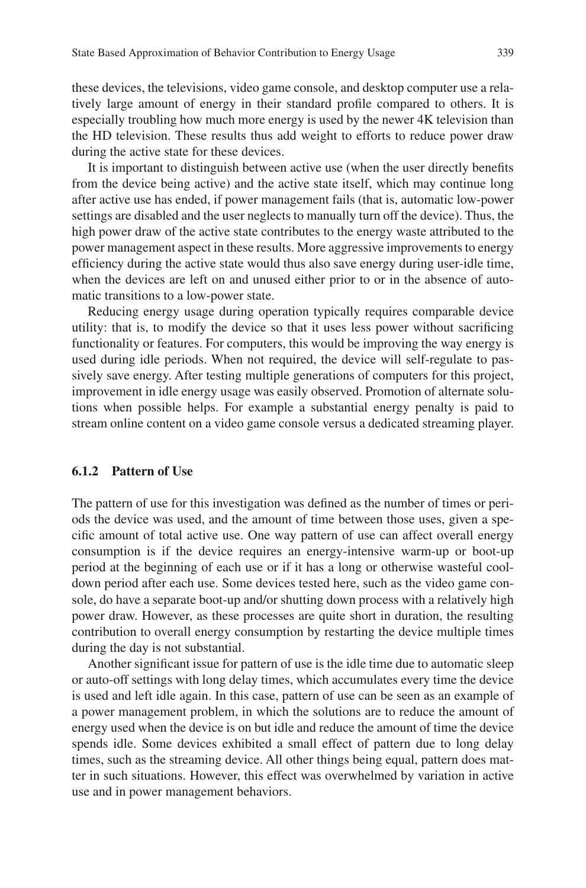these devices, the televisions, video game console, and desktop computer use a relatively large amount of energy in their standard profile compared to others. It is especially troubling how much more energy is used by the newer 4K television than the HD television. These results thus add weight to efforts to reduce power draw during the active state for these devices.

It is important to distinguish between active use (when the user directly benefits from the device being active) and the active state itself, which may continue long after active use has ended, if power management fails (that is, automatic low-power settings are disabled and the user neglects to manually turn off the device). Thus, the high power draw of the active state contributes to the energy waste attributed to the power management aspect in these results. More aggressive improvements to energy efficiency during the active state would thus also save energy during user-idle time, when the devices are left on and unused either prior to or in the absence of automatic transitions to a low-power state.

Reducing energy usage during operation typically requires comparable device utility: that is, to modify the device so that it uses less power without sacrificing functionality or features. For computers, this would be improving the way energy is used during idle periods. When not required, the device will self-regulate to passively save energy. After testing multiple generations of computers for this project, improvement in idle energy usage was easily observed. Promotion of alternate solutions when possible helps. For example a substantial energy penalty is paid to stream online content on a video game console versus a dedicated streaming player.

### 6.1.2 Pattern of Use

The pattern of use for this investigation was defined as the number of times or periods the device was used, and the amount of time between those uses, given a specific amount of total active use. One way pattern of use can affect overall energy consumption is if the device requires an energy-intensive warm-up or boot-up period at the beginning of each use or if it has a long or otherwise wasteful cooldown period after each use. Some devices tested here, such as the video game console, do have a separate boot-up and/or shutting down process with a relatively high power draw. However, as these processes are quite short in duration, the resulting contribution to overall energy consumption by restarting the device multiple times during the day is not substantial.

Another significant issue for pattern of use is the idle time due to automatic sleep or auto-off settings with long delay times, which accumulates every time the device is used and left idle again. In this case, pattern of use can be seen as an example of a power management problem, in which the solutions are to reduce the amount of energy used when the device is on but idle and reduce the amount of time the device spends idle. Some devices exhibited a small effect of pattern due to long delay times, such as the streaming device. All other things being equal, pattern does matter in such situations. However, this effect was overwhelmed by variation in active use and in power management behaviors.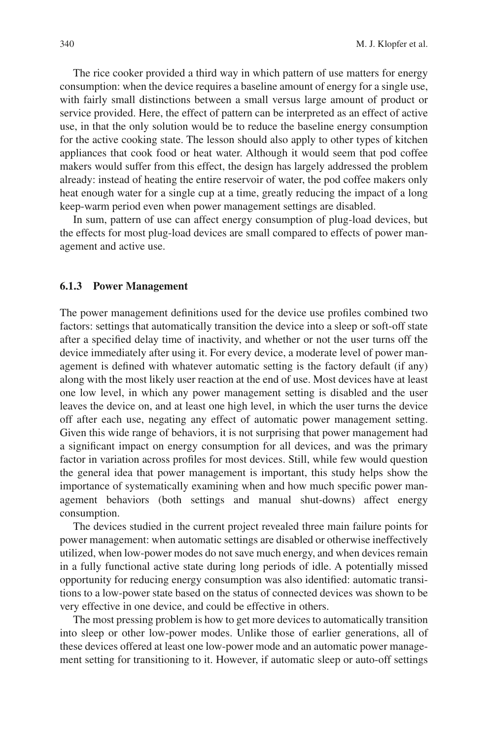The rice cooker provided a third way in which pattern of use matters for energy consumption: when the device requires a baseline amount of energy for a single use, with fairly small distinctions between a small versus large amount of product or service provided. Here, the effect of pattern can be interpreted as an effect of active use, in that the only solution would be to reduce the baseline energy consumption for the active cooking state. The lesson should also apply to other types of kitchen appliances that cook food or heat water. Although it would seem that pod coffee makers would suffer from this effect, the design has largely addressed the problem already: instead of heating the entire reservoir of water, the pod coffee makers only heat enough water for a single cup at a time, greatly reducing the impact of a long keep-warm period even when power management settings are disabled.

In sum, pattern of use can affect energy consumption of plug-load devices, but the effects for most plug-load devices are small compared to effects of power management and active use.

### 6.1.3 Power Management

The power management definitions used for the device use profiles combined two factors: settings that automatically transition the device into a sleep or soft-off state after a specified delay time of inactivity, and whether or not the user turns off the device immediately after using it. For every device, a moderate level of power management is defined with whatever automatic setting is the factory default (if any) along with the most likely user reaction at the end of use. Most devices have at least one low level, in which any power management setting is disabled and the user leaves the device on, and at least one high level, in which the user turns the device off after each use, negating any effect of automatic power management setting. Given this wide range of behaviors, it is not surprising that power management had a significant impact on energy consumption for all devices, and was the primary factor in variation across profiles for most devices. Still, while few would question the general idea that power management is important, this study helps show the importance of systematically examining when and how much specific power management behaviors (both settings and manual shut-downs) affect energy consumption.

The devices studied in the current project revealed three main failure points for power management: when automatic settings are disabled or otherwise ineffectively utilized, when low-power modes do not save much energy, and when devices remain in a fully functional active state during long periods of idle. A potentially missed opportunity for reducing energy consumption was also identified: automatic transitions to a low-power state based on the status of connected devices was shown to be very effective in one device, and could be effective in others.

The most pressing problem is how to get more devices to automatically transition into sleep or other low-power modes. Unlike those of earlier generations, all of these devices offered at least one low-power mode and an automatic power management setting for transitioning to it. However, if automatic sleep or auto-off settings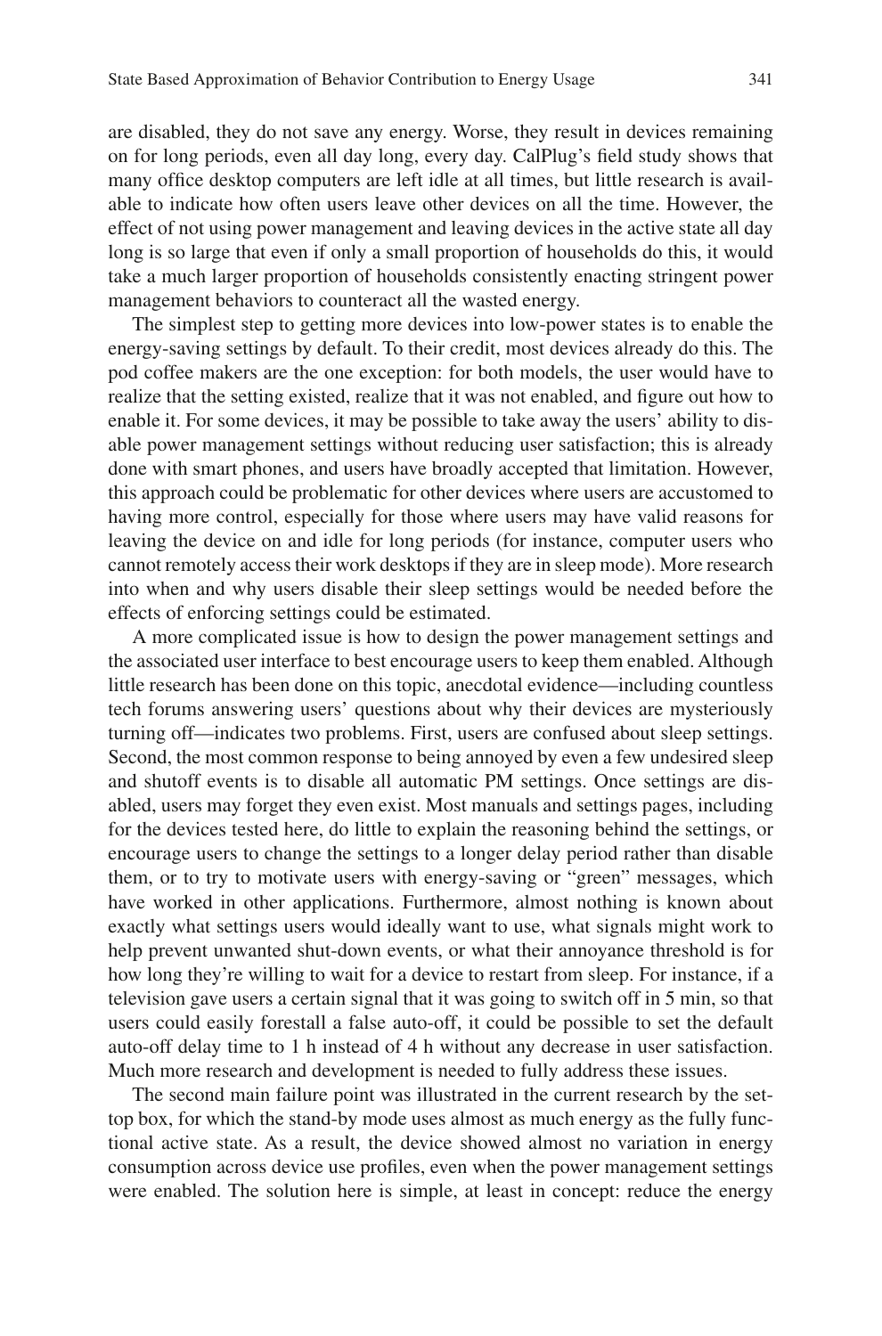are disabled, they do not save any energy. Worse, they result in devices remaining on for long periods, even all day long, every day. CalPlug's field study shows that many office desktop computers are left idle at all times, but little research is available to indicate how often users leave other devices on all the time. However, the effect of not using power management and leaving devices in the active state all day long is so large that even if only a small proportion of households do this, it would take a much larger proportion of households consistently enacting stringent power management behaviors to counteract all the wasted energy.

The simplest step to getting more devices into low-power states is to enable the energy-saving settings by default. To their credit, most devices already do this. The pod coffee makers are the one exception: for both models, the user would have to realize that the setting existed, realize that it was not enabled, and figure out how to enable it. For some devices, it may be possible to take away the users' ability to disable power management settings without reducing user satisfaction; this is already done with smart phones, and users have broadly accepted that limitation. However, this approach could be problematic for other devices where users are accustomed to having more control, especially for those where users may have valid reasons for leaving the device on and idle for long periods (for instance, computer users who cannot remotely access their work desktops if they are in sleep mode). More research into when and why users disable their sleep settings would be needed before the effects of enforcing settings could be estimated.

A more complicated issue is how to design the power management settings and the associated user interface to best encourage users to keep them enabled. Although little research has been done on this topic, anecdotal evidence—including countless tech forums answering users' questions about why their devices are mysteriously turning off—indicates two problems. First, users are confused about sleep settings. Second, the most common response to being annoyed by even a few undesired sleep and shutoff events is to disable all automatic PM settings. Once settings are disabled, users may forget they even exist. Most manuals and settings pages, including for the devices tested here, do little to explain the reasoning behind the settings, or encourage users to change the settings to a longer delay period rather than disable them, or to try to motivate users with energy-saving or "green" messages, which have worked in other applications. Furthermore, almost nothing is known about exactly what settings users would ideally want to use, what signals might work to help prevent unwanted shut-down events, or what their annoyance threshold is for how long they're willing to wait for a device to restart from sleep. For instance, if a television gave users a certain signal that it was going to switch off in 5 min, so that users could easily forestall a false auto-off, it could be possible to set the default auto-off delay time to 1 h instead of 4 h without any decrease in user satisfaction. Much more research and development is needed to fully address these issues.

The second main failure point was illustrated in the current research by the set-top box, for which the stand-by mode uses almost as much energy as the fully functional active state. As a result, the device showed almost no variation in energy consumption across device use profiles, even when the power management settings were enabled. The solution here is simple, at least in concept: reduce the energy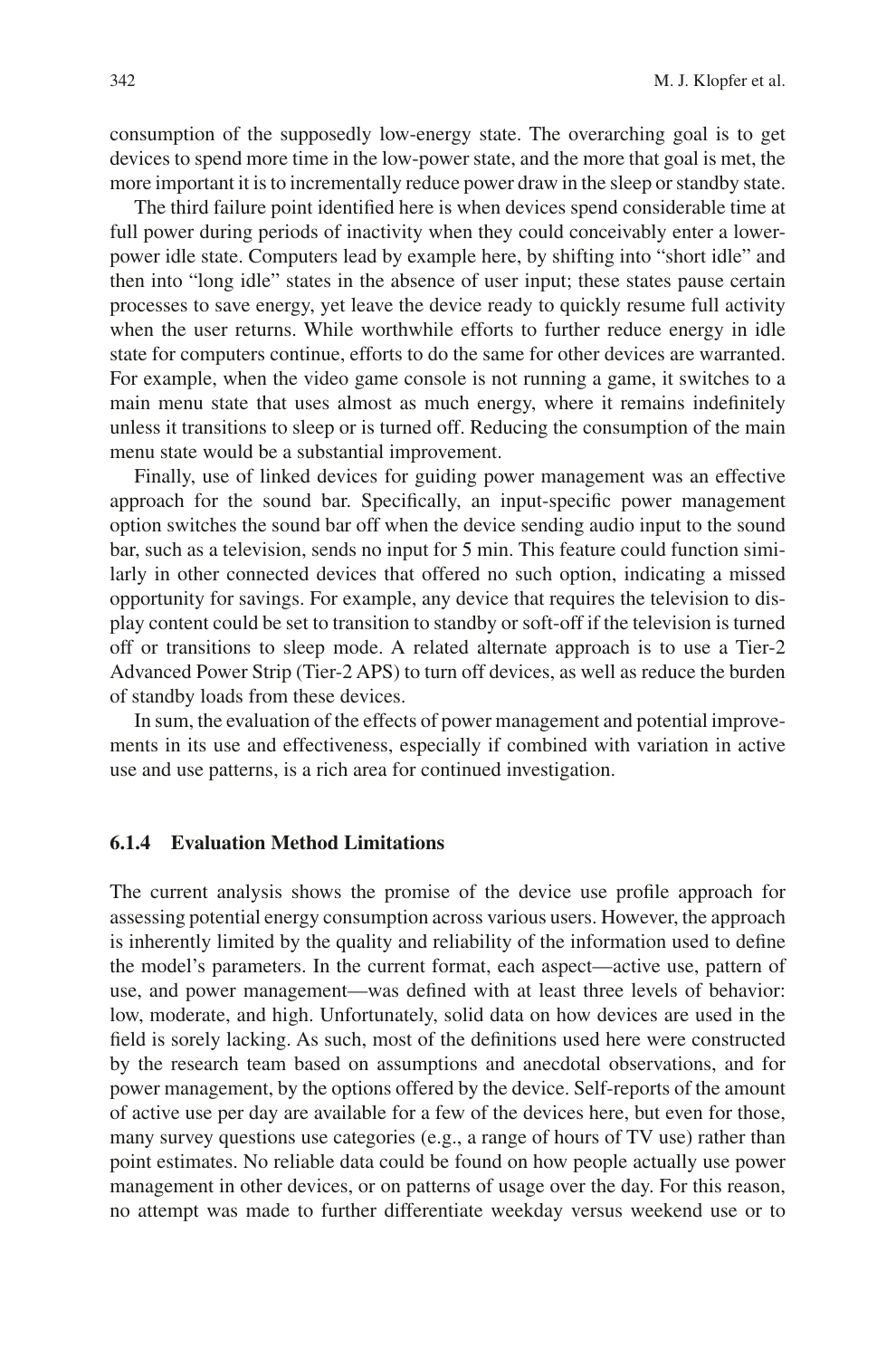consumption of the supposedly low-energy state. The overarching goal is to get devices to spend more time in the low-power state, and the more that goal is met, the more important it is to incrementally reduce power draw in the sleep or standby state.

The third failure point identified here is when devices spend considerable time at full power during periods of inactivity when they could conceivably enter a lower-power idle state. Computers lead by example here, by shifting into “short idle” and then into “long idle” states in the absence of user input; these states pause certain processes to save energy, yet leave the device ready to quickly resume full activity when the user returns. While worthwhile efforts to further reduce energy in idle state for computers continue, efforts to do the same for other devices are warranted. For example, when the video game console is not running a game, it switches to a main menu state that uses almost as much energy, where it remains indefinitely unless it transitions to sleep or is turned off. Reducing the consumption of the main menu state would be a substantial improvement.

Finally, use of linked devices for guiding power management was an effective approach for the sound bar. Specifically, an input-specific power management option switches the sound bar off when the device sending audio input to the sound bar, such as a television, sends no input for 5 min. This feature could function similarly in other connected devices that offered no such option, indicating a missed opportunity for savings. For example, any device that requires the television to display content could be set to transition to standby or soft-off if the television is turned off or transitions to sleep mode. A related alternate approach is to use a Tier-2 Advanced Power Strip (Tier-2 APS) to turn off devices, as well as reduce the burden of standby loads from these devices.

In sum, the evaluation of the effects of power management and potential improvements in its use and effectiveness, especially if combined with variation in active use and use patterns, is a rich area for continued investigation.

### 6.1.4 Evaluation Method Limitations

The current analysis shows the promise of the device use profile approach for assessing potential energy consumption across various users. However, the approach is inherently limited by the quality and reliability of the information used to define the model’s parameters. In the current format, each aspect—active use, pattern of use, and power management—was defined with at least three levels of behavior: low, moderate, and high. Unfortunately, solid data on how devices are used in the field is sorely lacking. As such, most of the definitions used here were constructed by the research team based on assumptions and anecdotal observations, and for power management, by the options offered by the device. Self-reports of the amount of active use per day are available for a few of the devices here, but even for those, many survey questions use categories (e.g., a range of hours of TV use) rather than point estimates. No reliable data could be found on how people actually use power management in other devices, or on patterns of usage over the day. For this reason, no attempt was made to further differentiate weekday versus weekend use or to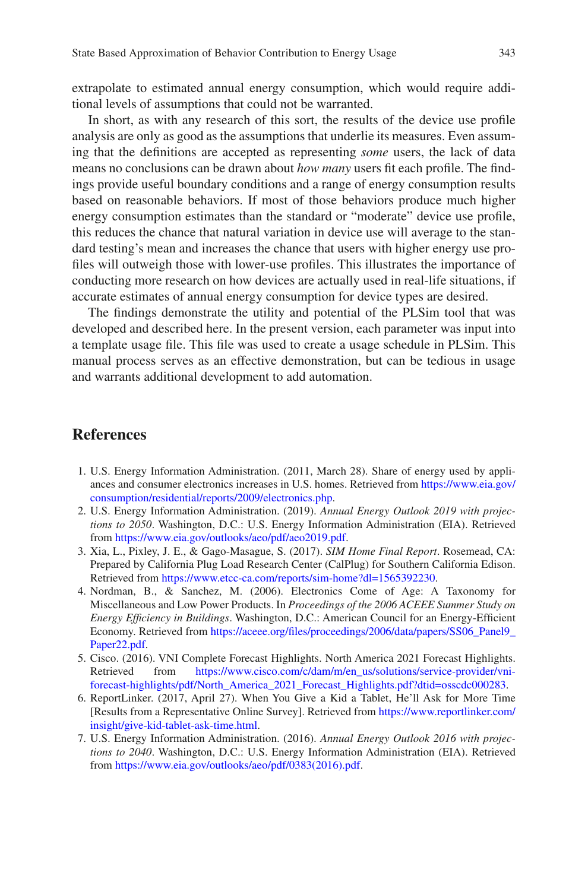extrapolate to estimated annual energy consumption, which would require additional levels of assumptions that could not be warranted.

In short, as with any research of this sort, the results of the device use profile analysis are only as good as the assumptions that underlie its measures. Even assuming that the definitions are accepted as representing *some* users, the lack of data means no conclusions can be drawn about *how many* users fit each profile. The findings provide useful boundary conditions and a range of energy consumption results based on reasonable behaviors. If most of those behaviors produce much higher energy consumption estimates than the standard or "moderate" device use profile, this reduces the chance that natural variation in device use will average to the standard testing's mean and increases the chance that users with higher energy use profiles will outweigh those with lower-use profiles. This illustrates the importance of conducting more research on how devices are actually used in real-life situations, if accurate estimates of annual energy consumption for device types are desired.

The findings demonstrate the utility and potential of the PLSim tool that was developed and described here. In the present version, each parameter was input into a template usage file. This file was used to create a usage schedule in PLSim. This manual process serves as an effective demonstration, but can be tedious in usage and warrants additional development to add automation.

## References

1. U.S. Energy Information Administration. (2011, March 28). Share of energy used by appliances and consumer electronics increases in U.S. homes. Retrieved from https://www.eia.gov/consumption/residential/reports/2009/electronics.php.
2. U.S. Energy Information Administration. (2019). *Annual Energy Outlook 2019 with projections to 2050*. Washington, D.C.: U.S. Energy Information Administration (EIA). Retrieved from https://www.eia.gov/outlooks/aeo/pdf/aeo2019.pdf.
3. Xia, L., Pixley, J. E., & Gago-Masague, S. (2017). *SIM Home Final Report*. Rosemead, CA: Prepared by California Plug Load Research Center (CalPlug) for Southern California Edison. Retrieved from https://www.etcc-ca.com/reports/sim-home?dl=1565392230.
4. Nordman, B., & Sanchez, M. (2006). Electronics Come of Age: A Taxonomy for Miscellaneous and Low Power Products. In *Proceedings of the 2006 ACEEE Summer Study on Energy Efficiency in Buildings*. Washington, D.C.: American Council for an Energy-Efficient Economy. Retrieved from https://aceee.org/files/proceedings/2006/data/papers/SS06_Panel9_Paper22.pdf.
5. Cisco. (2016). VNI Complete Forecast Highlights. North America 2021 Forecast Highlights. Retrieved from https://www.cisco.com/c/dam/m/en_us/solutions/service-provider/vni-forecast-highlights/pdf/North_America_2021_Forecast_Highlights.pdf?dtid=osscdc000283.
6. ReportLinker. (2017, April 27). When You Give a Kid a Tablet, He'll Ask for More Time [Results from a Representative Online Survey]. Retrieved from https://www.reportlinker.com/insight/give-kid-tablet-ask-time.html.
7. U.S. Energy Information Administration. (2016). *Annual Energy Outlook 2016 with projections to 2040*. Washington, D.C.: U.S. Energy Information Administration (EIA). Retrieved from https://www.eia.gov/outlooks/aeo/pdf/0383(2016).pdf.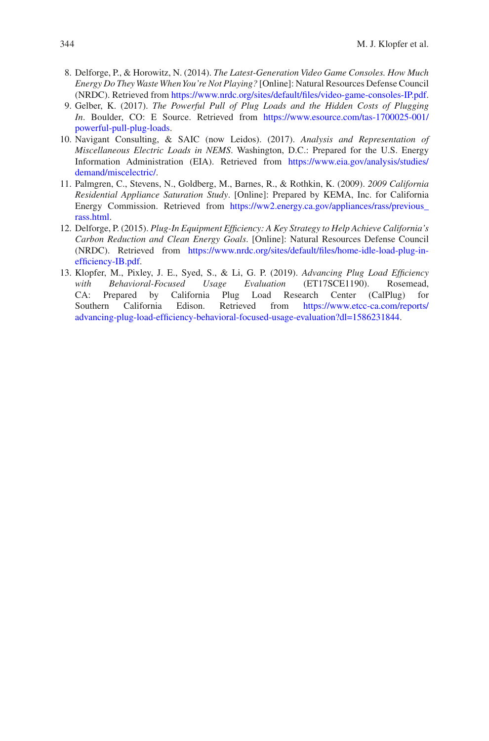8. Delforge, P., & Horowitz, N. (2014). *The Latest-Generation Video Game Consoles. How Much Energy Do They Waste When You're Not Playing?* [Online]: Natural Resources Defense Council (NRDC). Retrieved from https://www.nrdc.org/sites/default/files/video-game-consoles-IP.pdf.
9. Gelber, K. (2017). *The Powerful Pull of Plug Loads and the Hidden Costs of Plugging In*. Boulder, CO: E Source. Retrieved from https://www.esource.com/tas-1700025-001/powerful-pull-plug-loads.
10. Navigant Consulting, & SAIC (now Leidos). (2017). *Analysis and Representation of Miscellaneous Electric Loads in NEMS*. Washington, D.C.: Prepared for the U.S. Energy Information Administration (EIA). Retrieved from https://www.eia.gov/analysis/studies/demand/miscelectric/.
11. Palmgren, C., Stevens, N., Goldberg, M., Barnes, R., & Rothkin, K. (2009). *2009 California Residential Appliance Saturation Study*. [Online]: Prepared by KEMA, Inc. for California Energy Commission. Retrieved from https://ww2.energy.ca.gov/appliances/rass/previous_rass.html.
12. Delforge, P. (2015). *Plug-In Equipment Efficiency: A Key Strategy to Help Achieve California's Carbon Reduction and Clean Energy Goals*. [Online]: Natural Resources Defense Council (NRDC). Retrieved from https://www.nrdc.org/sites/default/files/home-idle-load-plug-in-efficiency-IB.pdf.
13. Klopfer, M., Pixley, J. E., Syed, S., & Li, G. P. (2019). *Advancing Plug Load Efficiency with Behavioral-Focused Usage Evaluation* (ET17SCE1190). Rosemead, CA: Prepared by California Plug Load Research Center (CalPlug) for Southern California Edison. Retrieved from https://www.etcc-ca.com/reports/advancing-plug-load-efficiency-behavioral-focused-usage-evaluation?dl=1586231844.